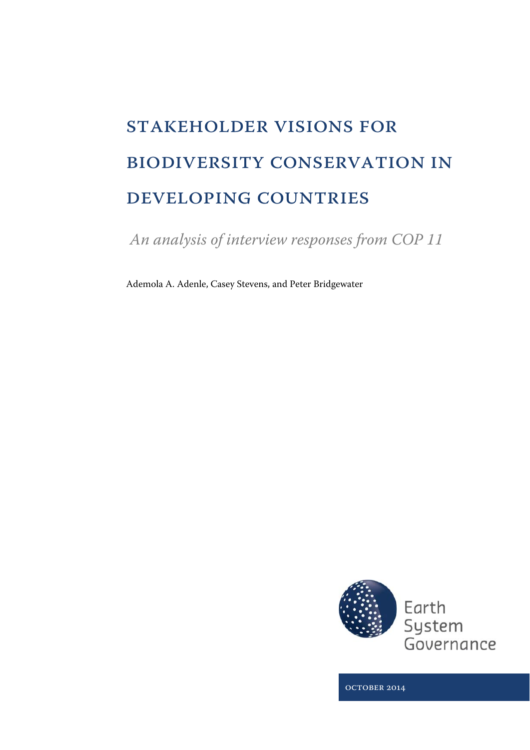# STAKEHOLDER VISIONS FOR BIODIVERSITY CONSERVATION IN DEVELOPING COUNTRIES

*An analysis of interview responses from COP 11*

Ademola A. Adenle, Casey Stevens, and Peter Bridgewater

Earth System Governance

OCTOBER 2014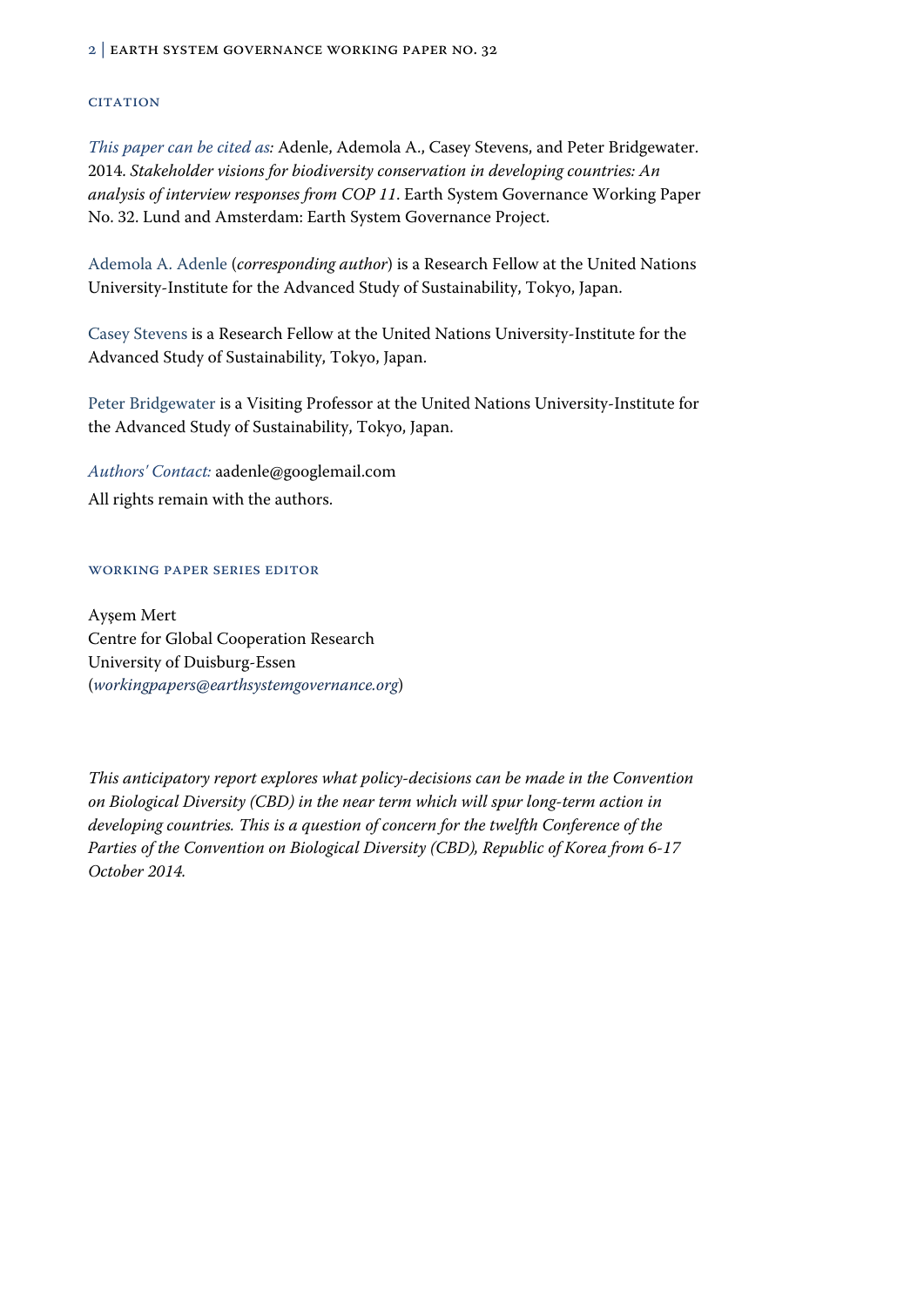## Citation

*This paper can be cited as:* Adenle, Ademola A., Casey Stevens, and Peter Bridgewater. 2014. *Stakeholder visions for biodiversity conservation in developing countries: An analysis of interview responses from COP 11*. Earth System Governance Working Paper No. 32. Lund and Amsterdam: Earth System Governance Project.

Ademola A. Adenle (*corresponding author*) is a Research Fellow at the United Nations University-Institute for the Advanced Study of Sustainability, Tokyo, Japan.

Casey Stevens is a Research Fellow at the United Nations University-Institute for the Advanced Study of Sustainability, Tokyo, Japan.

Peter Bridgewater is a Visiting Professor at the United Nations University-Institute for the Advanced Study of Sustainability, Tokyo, Japan.

*Authors' Contact:* aadenle@googlemail.com

All rights remain with the authors.

## Working Paper Series Editor

Ayşem Mert
Centre for Global Cooperation Research
University of Duisburg-Essen
(*workingpapers@earthsystemgovernance.org*)

*This anticipatory report explores what policy-decisions can be made in the Convention on Biological Diversity (CBD) in the near term which will spur long-term action in developing countries. This is a question of concern for the twelfth Conference of the Parties of the Convention on Biological Diversity (CBD), Republic of Korea from 6-17 October 2014.*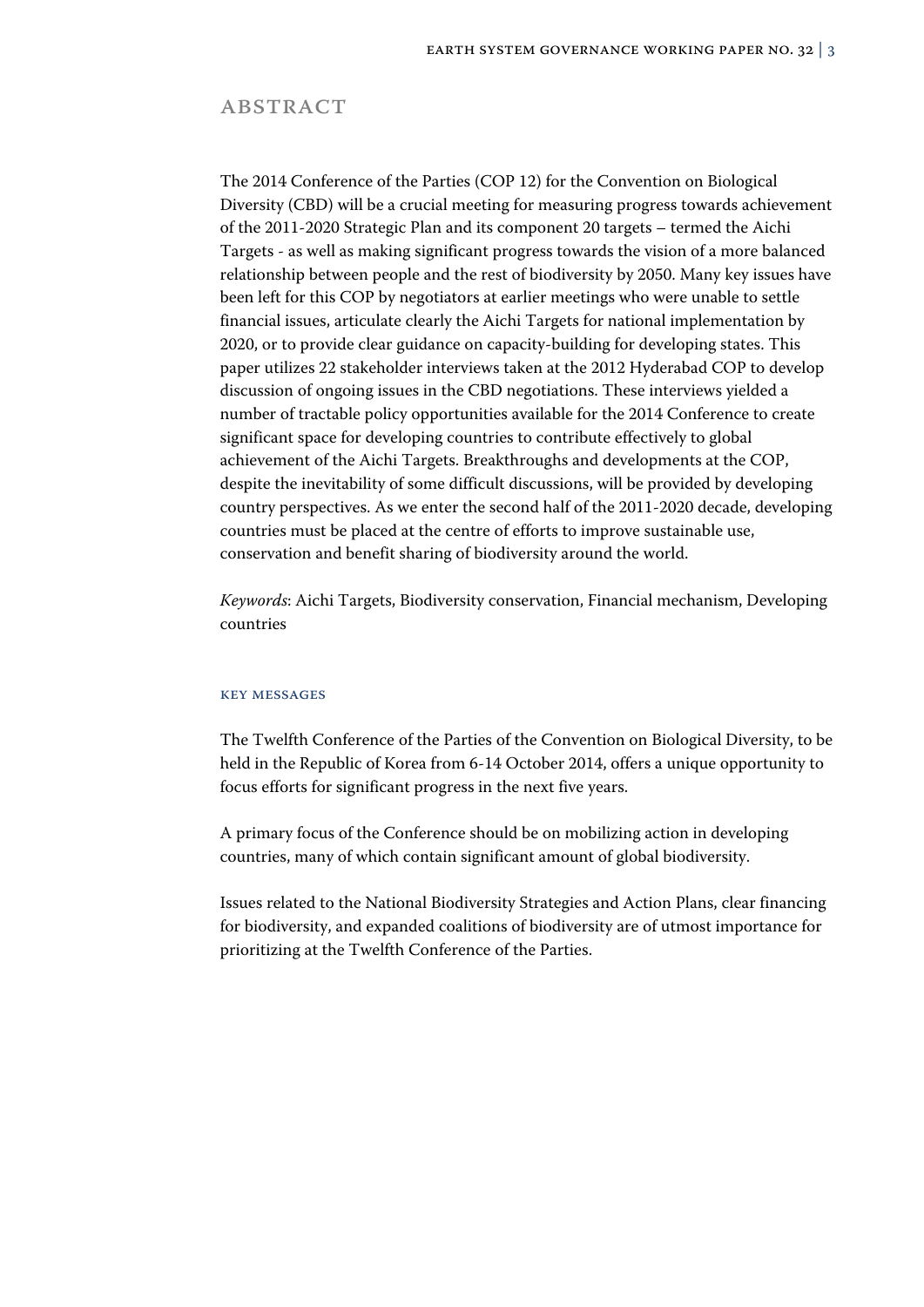## ABSTRACT

The 2014 Conference of the Parties (COP 12) for the Convention on Biological Diversity (CBD) will be a crucial meeting for measuring progress towards achievement of the 2011-2020 Strategic Plan and its component 20 targets – termed the Aichi Targets - as well as making significant progress towards the vision of a more balanced relationship between people and the rest of biodiversity by 2050. Many key issues have been left for this COP by negotiators at earlier meetings who were unable to settle financial issues, articulate clearly the Aichi Targets for national implementation by 2020, or to provide clear guidance on capacity-building for developing states. This paper utilizes 22 stakeholder interviews taken at the 2012 Hyderabad COP to develop discussion of ongoing issues in the CBD negotiations. These interviews yielded a number of tractable policy opportunities available for the 2014 Conference to create significant space for developing countries to contribute effectively to global achievement of the Aichi Targets. Breakthroughs and developments at the COP, despite the inevitability of some difficult discussions, will be provided by developing country perspectives. As we enter the second half of the 2011-2020 decade, developing countries must be placed at the centre of efforts to improve sustainable use, conservation and benefit sharing of biodiversity around the world.

*Keywords*: Aichi Targets, Biodiversity conservation, Financial mechanism, Developing countries

### KEY MESSAGES

The Twelfth Conference of the Parties of the Convention on Biological Diversity, to be held in the Republic of Korea from 6-14 October 2014, offers a unique opportunity to focus efforts for significant progress in the next five years.

A primary focus of the Conference should be on mobilizing action in developing countries, many of which contain significant amount of global biodiversity.

Issues related to the National Biodiversity Strategies and Action Plans, clear financing for biodiversity, and expanded coalitions of biodiversity are of utmost importance for prioritizing at the Twelfth Conference of the Parties.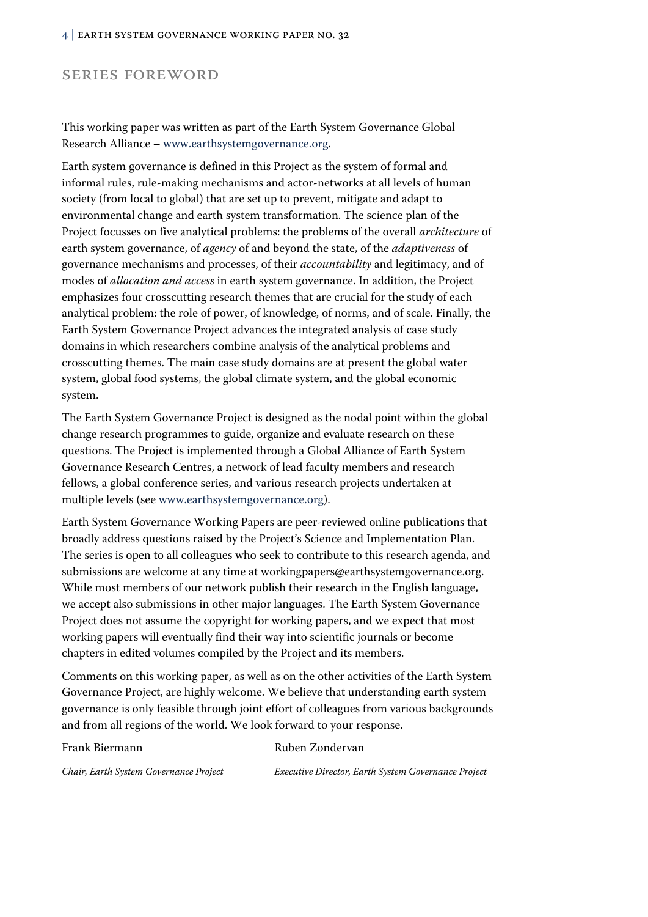## Series Foreword

This working paper was written as part of the Earth System Governance Global Research Alliance – www.earthsystemgovernance.org.

Earth system governance is defined in this Project as the system of formal and informal rules, rule-making mechanisms and actor-networks at all levels of human society (from local to global) that are set up to prevent, mitigate and adapt to environmental change and earth system transformation. The science plan of the Project focusses on five analytical problems: the problems of the overall *architecture* of earth system governance, of *agency* of and beyond the state, of the *adaptiveness* of governance mechanisms and processes, of their *accountability* and legitimacy, and of modes of *allocation and access* in earth system governance. In addition, the Project emphasizes four crosscutting research themes that are crucial for the study of each analytical problem: the role of power, of knowledge, of norms, and of scale. Finally, the Earth System Governance Project advances the integrated analysis of case study domains in which researchers combine analysis of the analytical problems and crosscutting themes. The main case study domains are at present the global water system, global food systems, the global climate system, and the global economic system.

The Earth System Governance Project is designed as the nodal point within the global change research programmes to guide, organize and evaluate research on these questions. The Project is implemented through a Global Alliance of Earth System Governance Research Centres, a network of lead faculty members and research fellows, a global conference series, and various research projects undertaken at multiple levels (see www.earthsystemgovernance.org).

Earth System Governance Working Papers are peer-reviewed online publications that broadly address questions raised by the Project's Science and Implementation Plan. The series is open to all colleagues who seek to contribute to this research agenda, and submissions are welcome at any time at workingpapers@earthsystemgovernance.org. While most members of our network publish their research in the English language, we accept also submissions in other major languages. The Earth System Governance Project does not assume the copyright for working papers, and we expect that most working papers will eventually find their way into scientific journals or become chapters in edited volumes compiled by the Project and its members.

Comments on this working paper, as well as on the other activities of the Earth System Governance Project, are highly welcome. We believe that understanding earth system governance is only feasible through joint effort of colleagues from various backgrounds and from all regions of the world. We look forward to your response.

Frank Biermann
*Chair, Earth System Governance Project*

Ruben Zondervan
*Executive Director, Earth System Governance Project*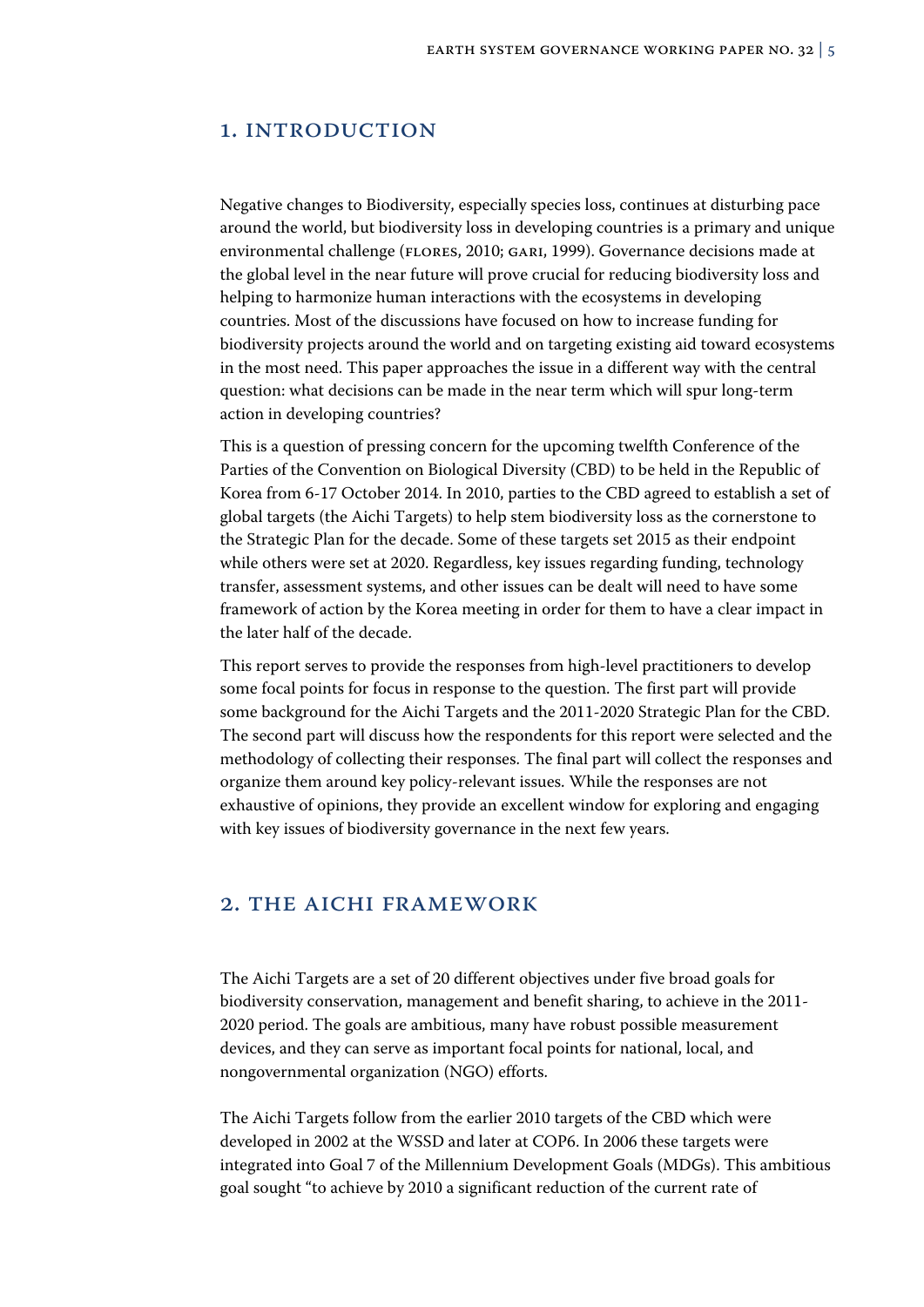## 1. Introduction

Negative changes to Biodiversity, especially species loss, continues at disturbing pace around the world, but biodiversity loss in developing countries is a primary and unique environmental challenge (Flores, 2010; Gari, 1999). Governance decisions made at the global level in the near future will prove crucial for reducing biodiversity loss and helping to harmonize human interactions with the ecosystems in developing countries. Most of the discussions have focused on how to increase funding for biodiversity projects around the world and on targeting existing aid toward ecosystems in the most need. This paper approaches the issue in a different way with the central question: what decisions can be made in the near term which will spur long-term action in developing countries?

This is a question of pressing concern for the upcoming twelfth Conference of the Parties of the Convention on Biological Diversity (CBD) to be held in the Republic of Korea from 6-17 October 2014. In 2010, parties to the CBD agreed to establish a set of global targets (the Aichi Targets) to help stem biodiversity loss as the cornerstone to the Strategic Plan for the decade. Some of these targets set 2015 as their endpoint while others were set at 2020. Regardless, key issues regarding funding, technology transfer, assessment systems, and other issues can be dealt will need to have some framework of action by the Korea meeting in order for them to have a clear impact in the later half of the decade.

This report serves to provide the responses from high-level practitioners to develop some focal points for focus in response to the question. The first part will provide some background for the Aichi Targets and the 2011-2020 Strategic Plan for the CBD. The second part will discuss how the respondents for this report were selected and the methodology of collecting their responses. The final part will collect the responses and organize them around key policy-relevant issues. While the responses are not exhaustive of opinions, they provide an excellent window for exploring and engaging with key issues of biodiversity governance in the next few years.

## 2. The Aichi Framework

The Aichi Targets are a set of 20 different objectives under five broad goals for biodiversity conservation, management and benefit sharing, to achieve in the 2011-2020 period. The goals are ambitious, many have robust possible measurement devices, and they can serve as important focal points for national, local, and nongovernmental organization (NGO) efforts.

The Aichi Targets follow from the earlier 2010 targets of the CBD which were developed in 2002 at the WSSD and later at COP6. In 2006 these targets were integrated into Goal 7 of the Millennium Development Goals (MDGs). This ambitious goal sought "to achieve by 2010 a significant reduction of the current rate of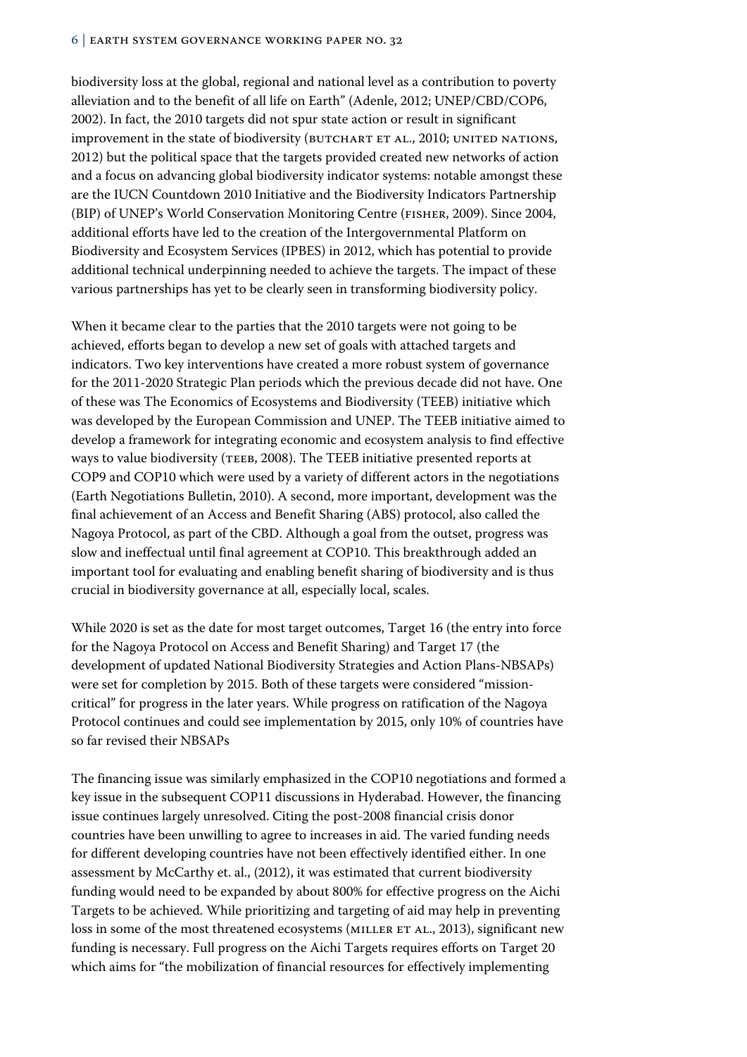biodiversity loss at the global, regional and national level as a contribution to poverty alleviation and to the benefit of all life on Earth" (Adenle, 2012; UNEP/CBD/COP6, 2002). In fact, the 2010 targets did not spur state action or result in significant improvement in the state of biodiversity (Butchart et al., 2010; United Nations, 2012) but the political space that the targets provided created new networks of action and a focus on advancing global biodiversity indicator systems: notable amongst these are the IUCN Countdown 2010 Initiative and the Biodiversity Indicators Partnership (BIP) of UNEP's World Conservation Monitoring Centre (Fisher, 2009). Since 2004, additional efforts have led to the creation of the Intergovernmental Platform on Biodiversity and Ecosystem Services (IPBES) in 2012, which has potential to provide additional technical underpinning needed to achieve the targets. The impact of these various partnerships has yet to be clearly seen in transforming biodiversity policy.

When it became clear to the parties that the 2010 targets were not going to be achieved, efforts began to develop a new set of goals with attached targets and indicators. Two key interventions have created a more robust system of governance for the 2011-2020 Strategic Plan periods which the previous decade did not have. One of these was The Economics of Ecosystems and Biodiversity (TEEB) initiative which was developed by the European Commission and UNEP. The TEEB initiative aimed to develop a framework for integrating economic and ecosystem analysis to find effective ways to value biodiversity (TEEB, 2008). The TEEB initiative presented reports at COP9 and COP10 which were used by a variety of different actors in the negotiations (Earth Negotiations Bulletin, 2010). A second, more important, development was the final achievement of an Access and Benefit Sharing (ABS) protocol, also called the Nagoya Protocol, as part of the CBD. Although a goal from the outset, progress was slow and ineffectual until final agreement at COP10. This breakthrough added an important tool for evaluating and enabling benefit sharing of biodiversity and is thus crucial in biodiversity governance at all, especially local, scales.

While 2020 is set as the date for most target outcomes, Target 16 (the entry into force for the Nagoya Protocol on Access and Benefit Sharing) and Target 17 (the development of updated National Biodiversity Strategies and Action Plans-NBSAPs) were set for completion by 2015. Both of these targets were considered "mission-critical" for progress in the later years. While progress on ratification of the Nagoya Protocol continues and could see implementation by 2015, only 10% of countries have so far revised their NBSAPs

The financing issue was similarly emphasized in the COP10 negotiations and formed a key issue in the subsequent COP11 discussions in Hyderabad. However, the financing issue continues largely unresolved. Citing the post-2008 financial crisis donor countries have been unwilling to agree to increases in aid. The varied funding needs for different developing countries have not been effectively identified either. In one assessment by McCarthy et. al., (2012), it was estimated that current biodiversity funding would need to be expanded by about 800% for effective progress on the Aichi Targets to be achieved. While prioritizing and targeting of aid may help in preventing loss in some of the most threatened ecosystems (Miller et al., 2013), significant new funding is necessary. Full progress on the Aichi Targets requires efforts on Target 20 which aims for "the mobilization of financial resources for effectively implementing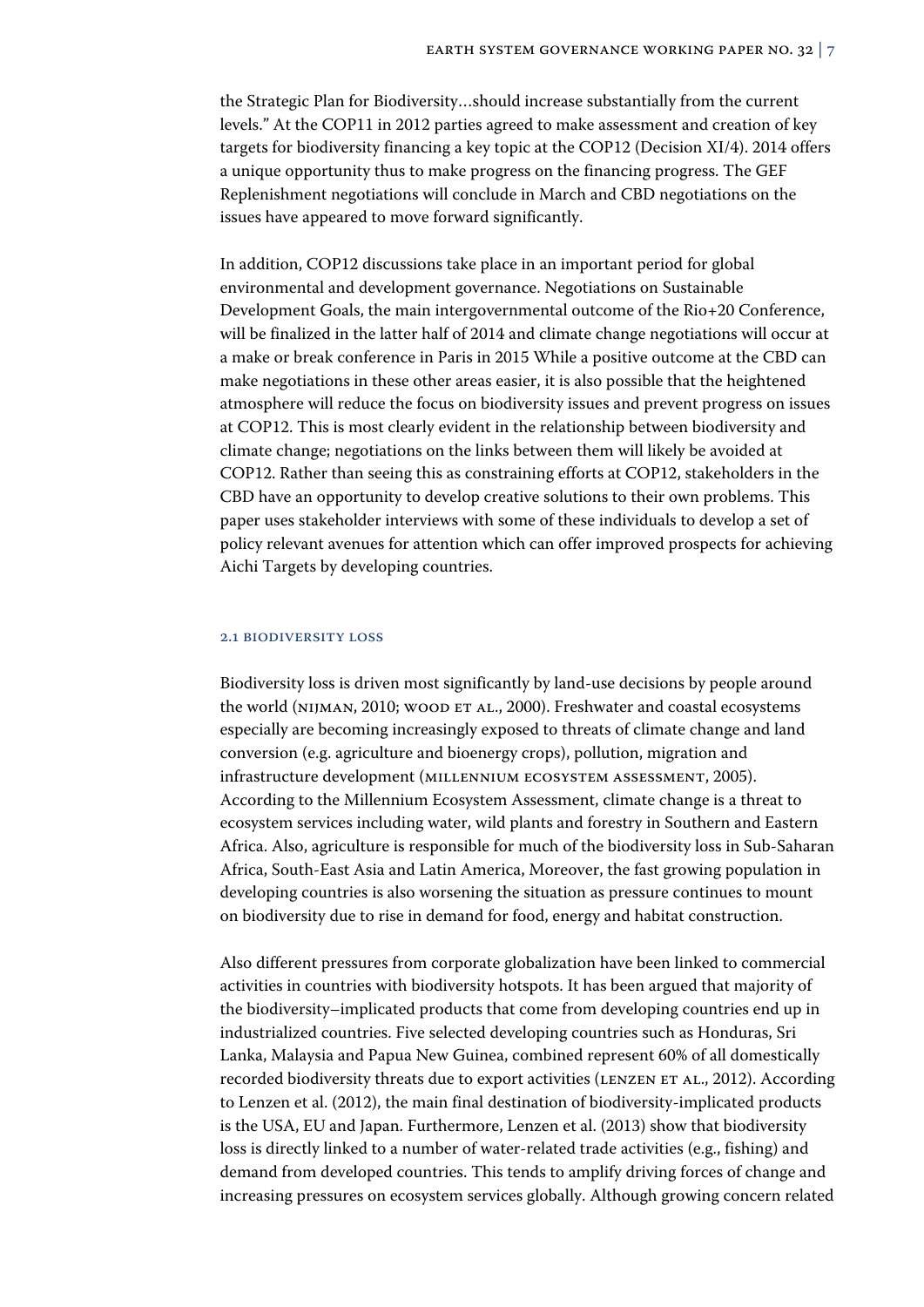the Strategic Plan for Biodiversity…should increase substantially from the current levels." At the COP11 in 2012 parties agreed to make assessment and creation of key targets for biodiversity financing a key topic at the COP12 (Decision XI/4). 2014 offers a unique opportunity thus to make progress on the financing progress. The GEF Replenishment negotiations will conclude in March and CBD negotiations on the issues have appeared to move forward significantly.

In addition, COP12 discussions take place in an important period for global environmental and development governance. Negotiations on Sustainable Development Goals, the main intergovernmental outcome of the Rio+20 Conference, will be finalized in the latter half of 2014 and climate change negotiations will occur at a make or break conference in Paris in 2015 While a positive outcome at the CBD can make negotiations in these other areas easier, it is also possible that the heightened atmosphere will reduce the focus on biodiversity issues and prevent progress on issues at COP12. This is most clearly evident in the relationship between biodiversity and climate change; negotiations on the links between them will likely be avoided at COP12. Rather than seeing this as constraining efforts at COP12, stakeholders in the CBD have an opportunity to develop creative solutions to their own problems. This paper uses stakeholder interviews with some of these individuals to develop a set of policy relevant avenues for attention which can offer improved prospects for achieving Aichi Targets by developing countries.

### 2.1 Biodiversity Loss

Biodiversity loss is driven most significantly by land-use decisions by people around the world (Nijman, 2010; Wood et al., 2000). Freshwater and coastal ecosystems especially are becoming increasingly exposed to threats of climate change and land conversion (e.g. agriculture and bioenergy crops), pollution, migration and infrastructure development (Millennium Ecosystem Assessment, 2005). According to the Millennium Ecosystem Assessment, climate change is a threat to ecosystem services including water, wild plants and forestry in Southern and Eastern Africa. Also, agriculture is responsible for much of the biodiversity loss in Sub-Saharan Africa, South-East Asia and Latin America, Moreover, the fast growing population in developing countries is also worsening the situation as pressure continues to mount on biodiversity due to rise in demand for food, energy and habitat construction.

Also different pressures from corporate globalization have been linked to commercial activities in countries with biodiversity hotspots. It has been argued that majority of the biodiversity–implicated products that come from developing countries end up in industrialized countries. Five selected developing countries such as Honduras, Sri Lanka, Malaysia and Papua New Guinea, combined represent 60% of all domestically recorded biodiversity threats due to export activities (Lenzen et al., 2012). According to Lenzen et al. (2012), the main final destination of biodiversity-implicated products is the USA, EU and Japan. Furthermore, Lenzen et al. (2013) show that biodiversity loss is directly linked to a number of water-related trade activities (e.g., fishing) and demand from developed countries. This tends to amplify driving forces of change and increasing pressures on ecosystem services globally. Although growing concern related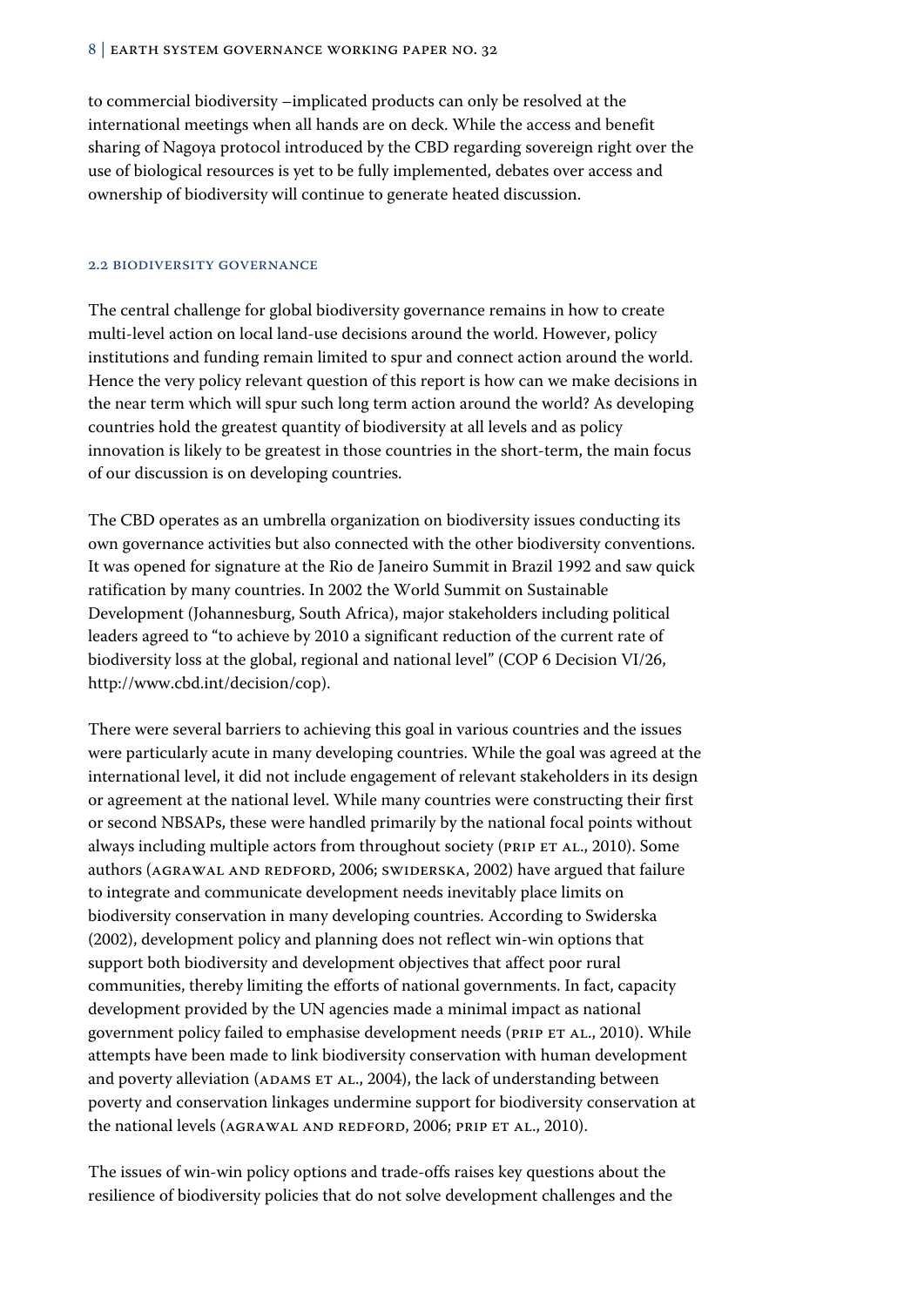to commercial biodiversity –implicated products can only be resolved at the international meetings when all hands are on deck. While the access and benefit sharing of Nagoya protocol introduced by the CBD regarding sovereign right over the use of biological resources is yet to be fully implemented, debates over access and ownership of biodiversity will continue to generate heated discussion.

### 2.2 Biodiversity Governance

The central challenge for global biodiversity governance remains in how to create multi-level action on local land-use decisions around the world. However, policy institutions and funding remain limited to spur and connect action around the world. Hence the very policy relevant question of this report is how can we make decisions in the near term which will spur such long term action around the world? As developing countries hold the greatest quantity of biodiversity at all levels and as policy innovation is likely to be greatest in those countries in the short-term, the main focus of our discussion is on developing countries.

The CBD operates as an umbrella organization on biodiversity issues conducting its own governance activities but also connected with the other biodiversity conventions. It was opened for signature at the Rio de Janeiro Summit in Brazil 1992 and saw quick ratification by many countries. In 2002 the World Summit on Sustainable Development (Johannesburg, South Africa), major stakeholders including political leaders agreed to "to achieve by 2010 a significant reduction of the current rate of biodiversity loss at the global, regional and national level" (COP 6 Decision VI/26, http://www.cbd.int/decision/cop).

There were several barriers to achieving this goal in various countries and the issues were particularly acute in many developing countries. While the goal was agreed at the international level, it did not include engagement of relevant stakeholders in its design or agreement at the national level. While many countries were constructing their first or second NBSAPs, these were handled primarily by the national focal points without always including multiple actors from throughout society (Prip et al., 2010). Some authors (Agrawal and Redford, 2006; Swiderska, 2002) have argued that failure to integrate and communicate development needs inevitably place limits on biodiversity conservation in many developing countries. According to Swiderska (2002), development policy and planning does not reflect win-win options that support both biodiversity and development objectives that affect poor rural communities, thereby limiting the efforts of national governments. In fact, capacity development provided by the UN agencies made a minimal impact as national government policy failed to emphasise development needs (Prip et al., 2010). While attempts have been made to link biodiversity conservation with human development and poverty alleviation (Adams et al., 2004), the lack of understanding between poverty and conservation linkages undermine support for biodiversity conservation at the national levels (Agrawal and Redford, 2006; Prip et al., 2010).

The issues of win-win policy options and trade-offs raises key questions about the resilience of biodiversity policies that do not solve development challenges and the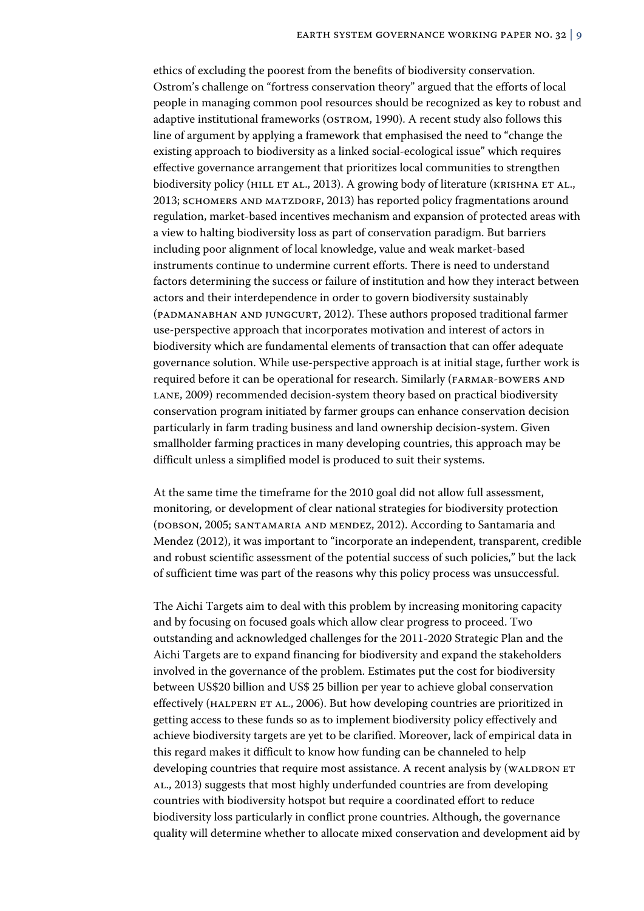ethics of excluding the poorest from the benefits of biodiversity conservation. Ostrom's challenge on "fortress conservation theory" argued that the efforts of local people in managing common pool resources should be recognized as key to robust and adaptive institutional frameworks (Ostrom, 1990). A recent study also follows this line of argument by applying a framework that emphasised the need to "change the existing approach to biodiversity as a linked social-ecological issue" which requires effective governance arrangement that prioritizes local communities to strengthen biodiversity policy (Hill et al., 2013). A growing body of literature (Krishna et al., 2013; Schomers and Matzdorf, 2013) has reported policy fragmentations around regulation, market-based incentives mechanism and expansion of protected areas with a view to halting biodiversity loss as part of conservation paradigm. But barriers including poor alignment of local knowledge, value and weak market-based instruments continue to undermine current efforts. There is need to understand factors determining the success or failure of institution and how they interact between actors and their interdependence in order to govern biodiversity sustainably (Padmanabhan and Jungcurt, 2012). These authors proposed traditional farmer use-perspective approach that incorporates motivation and interest of actors in biodiversity which are fundamental elements of transaction that can offer adequate governance solution. While use-perspective approach is at initial stage, further work is required before it can be operational for research. Similarly (Farmar-Bowers and Lane, 2009) recommended decision-system theory based on practical biodiversity conservation program initiated by farmer groups can enhance conservation decision particularly in farm trading business and land ownership decision-system. Given smallholder farming practices in many developing countries, this approach may be difficult unless a simplified model is produced to suit their systems.

At the same time the timeframe for the 2010 goal did not allow full assessment, monitoring, or development of clear national strategies for biodiversity protection (Dobson, 2005; Santamaria and Mendez, 2012). According to Santamaria and Mendez (2012), it was important to "incorporate an independent, transparent, credible and robust scientific assessment of the potential success of such policies," but the lack of sufficient time was part of the reasons why this policy process was unsuccessful.

The Aichi Targets aim to deal with this problem by increasing monitoring capacity and by focusing on focused goals which allow clear progress to proceed. Two outstanding and acknowledged challenges for the 2011-2020 Strategic Plan and the Aichi Targets are to expand financing for biodiversity and expand the stakeholders involved in the governance of the problem. Estimates put the cost for biodiversity between US$20 billion and US$ 25 billion per year to achieve global conservation effectively (Halpern et al., 2006). But how developing countries are prioritized in getting access to these funds so as to implement biodiversity policy effectively and achieve biodiversity targets are yet to be clarified. Moreover, lack of empirical data in this regard makes it difficult to know how funding can be channeled to help developing countries that require most assistance. A recent analysis by (Waldron et al., 2013) suggests that most highly underfunded countries are from developing countries with biodiversity hotspot but require a coordinated effort to reduce biodiversity loss particularly in conflict prone countries. Although, the governance quality will determine whether to allocate mixed conservation and development aid by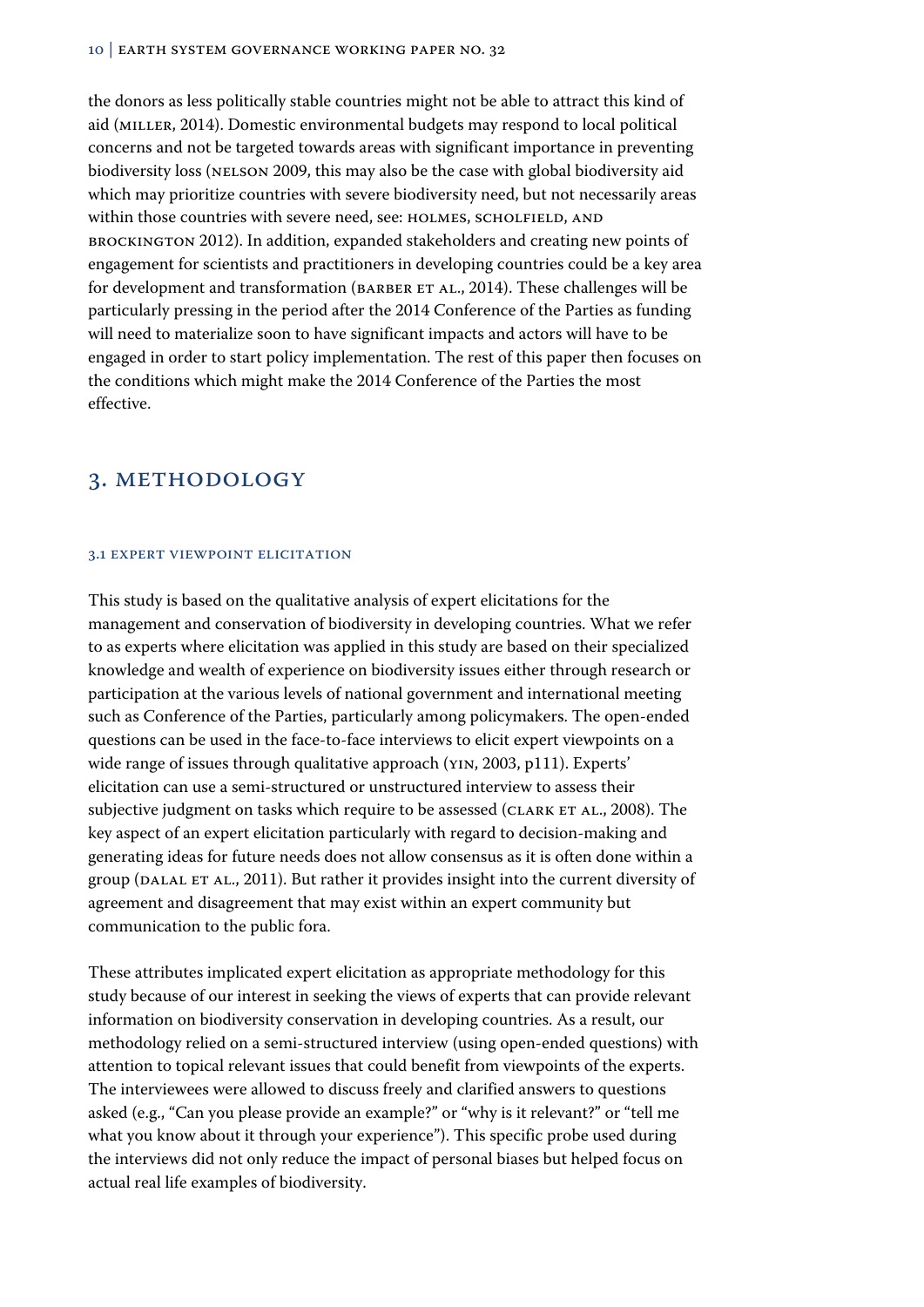the donors as less politically stable countries might not be able to attract this kind of aid (Miller, 2014). Domestic environmental budgets may respond to local political concerns and not be targeted towards areas with significant importance in preventing biodiversity loss (Nelson 2009, this may also be the case with global biodiversity aid which may prioritize countries with severe biodiversity need, but not necessarily areas within those countries with severe need, see: Holmes, Scholfield, and Brockington 2012). In addition, expanded stakeholders and creating new points of engagement for scientists and practitioners in developing countries could be a key area for development and transformation (Barber et al., 2014). These challenges will be particularly pressing in the period after the 2014 Conference of the Parties as funding will need to materialize soon to have significant impacts and actors will have to be engaged in order to start policy implementation. The rest of this paper then focuses on the conditions which might make the 2014 Conference of the Parties the most effective.

## 3. Methodology

### 3.1 Expert viewpoint elicitation

This study is based on the qualitative analysis of expert elicitations for the management and conservation of biodiversity in developing countries. What we refer to as experts where elicitation was applied in this study are based on their specialized knowledge and wealth of experience on biodiversity issues either through research or participation at the various levels of national government and international meeting such as Conference of the Parties, particularly among policymakers. The open-ended questions can be used in the face-to-face interviews to elicit expert viewpoints on a wide range of issues through qualitative approach (Yin, 2003, p111). Experts' elicitation can use a semi-structured or unstructured interview to assess their subjective judgment on tasks which require to be assessed (Clark et al., 2008). The key aspect of an expert elicitation particularly with regard to decision-making and generating ideas for future needs does not allow consensus as it is often done within a group (Dalal et al., 2011). But rather it provides insight into the current diversity of agreement and disagreement that may exist within an expert community but communication to the public fora.

These attributes implicated expert elicitation as appropriate methodology for this study because of our interest in seeking the views of experts that can provide relevant information on biodiversity conservation in developing countries. As a result, our methodology relied on a semi-structured interview (using open-ended questions) with attention to topical relevant issues that could benefit from viewpoints of the experts. The interviewees were allowed to discuss freely and clarified answers to questions asked (e.g., "Can you please provide an example?" or "why is it relevant?" or "tell me what you know about it through your experience"). This specific probe used during the interviews did not only reduce the impact of personal biases but helped focus on actual real life examples of biodiversity.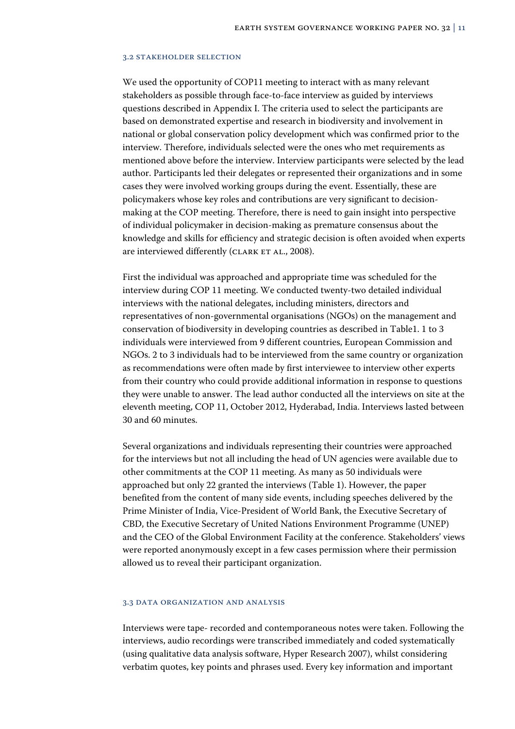### 3.2 Stakeholder selection

We used the opportunity of COP11 meeting to interact with as many relevant stakeholders as possible through face-to-face interview as guided by interviews questions described in Appendix I. The criteria used to select the participants are based on demonstrated expertise and research in biodiversity and involvement in national or global conservation policy development which was confirmed prior to the interview. Therefore, individuals selected were the ones who met requirements as mentioned above before the interview. Interview participants were selected by the lead author. Participants led their delegates or represented their organizations and in some cases they were involved working groups during the event. Essentially, these are policymakers whose key roles and contributions are very significant to decision-making at the COP meeting. Therefore, there is need to gain insight into perspective of individual policymaker in decision-making as premature consensus about the knowledge and skills for efficiency and strategic decision is often avoided when experts are interviewed differently (Clark et al., 2008).

First the individual was approached and appropriate time was scheduled for the interview during COP 11 meeting. We conducted twenty-two detailed individual interviews with the national delegates, including ministers, directors and representatives of non-governmental organisations (NGOs) on the management and conservation of biodiversity in developing countries as described in Table1. 1 to 3 individuals were interviewed from 9 different countries, European Commission and NGOs. 2 to 3 individuals had to be interviewed from the same country or organization as recommendations were often made by first interviewee to interview other experts from their country who could provide additional information in response to questions they were unable to answer. The lead author conducted all the interviews on site at the eleventh meeting, COP 11, October 2012, Hyderabad, India. Interviews lasted between 30 and 60 minutes.

Several organizations and individuals representing their countries were approached for the interviews but not all including the head of UN agencies were available due to other commitments at the COP 11 meeting. As many as 50 individuals were approached but only 22 granted the interviews (Table 1). However, the paper benefited from the content of many side events, including speeches delivered by the Prime Minister of India, Vice-President of World Bank, the Executive Secretary of CBD, the Executive Secretary of United Nations Environment Programme (UNEP) and the CEO of the Global Environment Facility at the conference. Stakeholders' views were reported anonymously except in a few cases permission where their permission allowed us to reveal their participant organization.

### 3.3 Data organization and analysis

Interviews were tape- recorded and contemporaneous notes were taken. Following the interviews, audio recordings were transcribed immediately and coded systematically (using qualitative data analysis software, Hyper Research 2007), whilst considering verbatim quotes, key points and phrases used. Every key information and important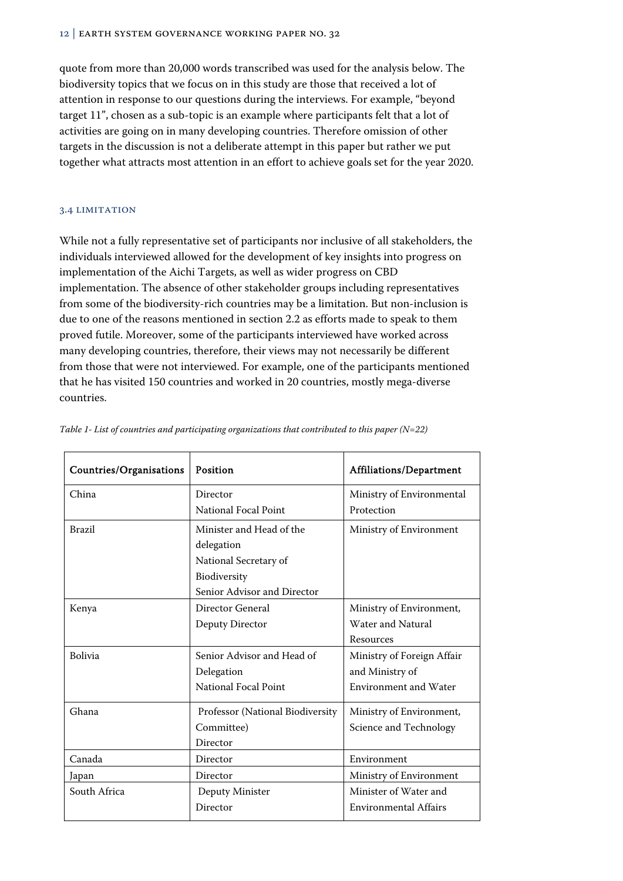quote from more than 20,000 words transcribed was used for the analysis below. The biodiversity topics that we focus on in this study are those that received a lot of attention in response to our questions during the interviews. For example, "beyond target 11", chosen as a sub-topic is an example where participants felt that a lot of activities are going on in many developing countries. Therefore omission of other targets in the discussion is not a deliberate attempt in this paper but rather we put together what attracts most attention in an effort to achieve goals set for the year 2020.

### 3.4 LIMITATION

While not a fully representative set of participants nor inclusive of all stakeholders, the individuals interviewed allowed for the development of key insights into progress on implementation of the Aichi Targets, as well as wider progress on CBD implementation. The absence of other stakeholder groups including representatives from some of the biodiversity-rich countries may be a limitation. But non-inclusion is due to one of the reasons mentioned in section 2.2 as efforts made to speak to them proved futile. Moreover, some of the participants interviewed have worked across many developing countries, therefore, their views may not necessarily be different from those that were not interviewed. For example, one of the participants mentioned that he has visited 150 countries and worked in 20 countries, mostly mega-diverse countries.

*Table 1- List of countries and participating organizations that contributed to this paper (N=22)*

| Countries/Organisations | Position | Affiliations/Department |
|---|---|---|
| China | Director<br>National Focal Point | Ministry of Environmental Protection |
| Brazil | Minister and Head of the delegation<br>National Secretary of Biodiversity<br>Senior Advisor and Director | Ministry of Environment |
| Kenya | Director General<br>Deputy Director | Ministry of Environment, Water and Natural Resources |
| Bolivia | Senior Advisor and Head of Delegation<br>National Focal Point | Ministry of Foreign Affair and Ministry of Environment and Water |
| Ghana | Professor (National Biodiversity Committee)<br>Director | Ministry of Environment, Science and Technology |
| Canada | Director | Environment |
| Japan | Director | Ministry of Environment |
| South Africa | Deputy Minister<br>Director | Minister of Water and Environmental Affairs |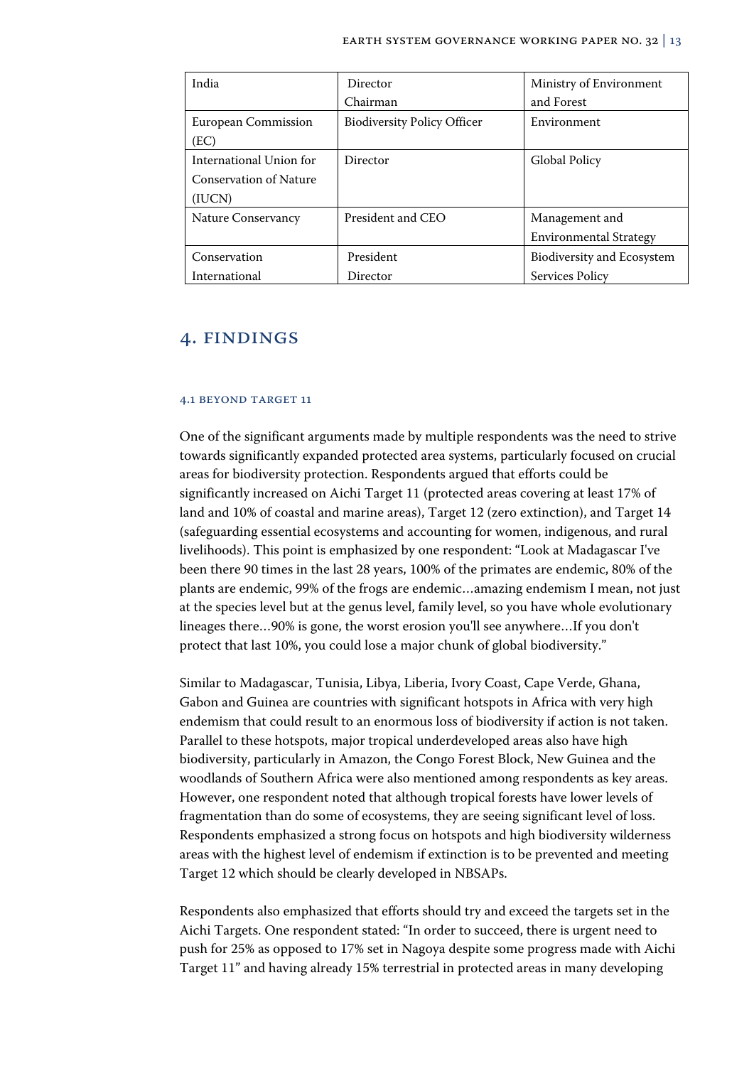| India | Director<br>Chairman | Ministry of Environment and Forest |
|---|---|---|
| European Commission (EC) | Biodiversity Policy Officer | Environment |
| International Union for Conservation of Nature (IUCN) | Director | Global Policy |
| Nature Conservancy | President and CEO | Management and Environmental Strategy |
| Conservation International | President<br>Director | Biodiversity and Ecosystem Services Policy |

## 4. Findings

### 4.1 Beyond Target 11

One of the significant arguments made by multiple respondents was the need to strive towards significantly expanded protected area systems, particularly focused on crucial areas for biodiversity protection. Respondents argued that efforts could be significantly increased on Aichi Target 11 (protected areas covering at least 17% of land and 10% of coastal and marine areas), Target 12 (zero extinction), and Target 14 (safeguarding essential ecosystems and accounting for women, indigenous, and rural livelihoods). This point is emphasized by one respondent: "Look at Madagascar I've been there 90 times in the last 28 years, 100% of the primates are endemic, 80% of the plants are endemic, 99% of the frogs are endemic…amazing endemism I mean, not just at the species level but at the genus level, family level, so you have whole evolutionary lineages there…90% is gone, the worst erosion you'll see anywhere…If you don't protect that last 10%, you could lose a major chunk of global biodiversity."

Similar to Madagascar, Tunisia, Libya, Liberia, Ivory Coast, Cape Verde, Ghana, Gabon and Guinea are countries with significant hotspots in Africa with very high endemism that could result to an enormous loss of biodiversity if action is not taken. Parallel to these hotspots, major tropical underdeveloped areas also have high biodiversity, particularly in Amazon, the Congo Forest Block, New Guinea and the woodlands of Southern Africa were also mentioned among respondents as key areas. However, one respondent noted that although tropical forests have lower levels of fragmentation than do some of ecosystems, they are seeing significant level of loss. Respondents emphasized a strong focus on hotspots and high biodiversity wilderness areas with the highest level of endemism if extinction is to be prevented and meeting Target 12 which should be clearly developed in NBSAPs.

Respondents also emphasized that efforts should try and exceed the targets set in the Aichi Targets. One respondent stated: "In order to succeed, there is urgent need to push for 25% as opposed to 17% set in Nagoya despite some progress made with Aichi Target 11" and having already 15% terrestrial in protected areas in many developing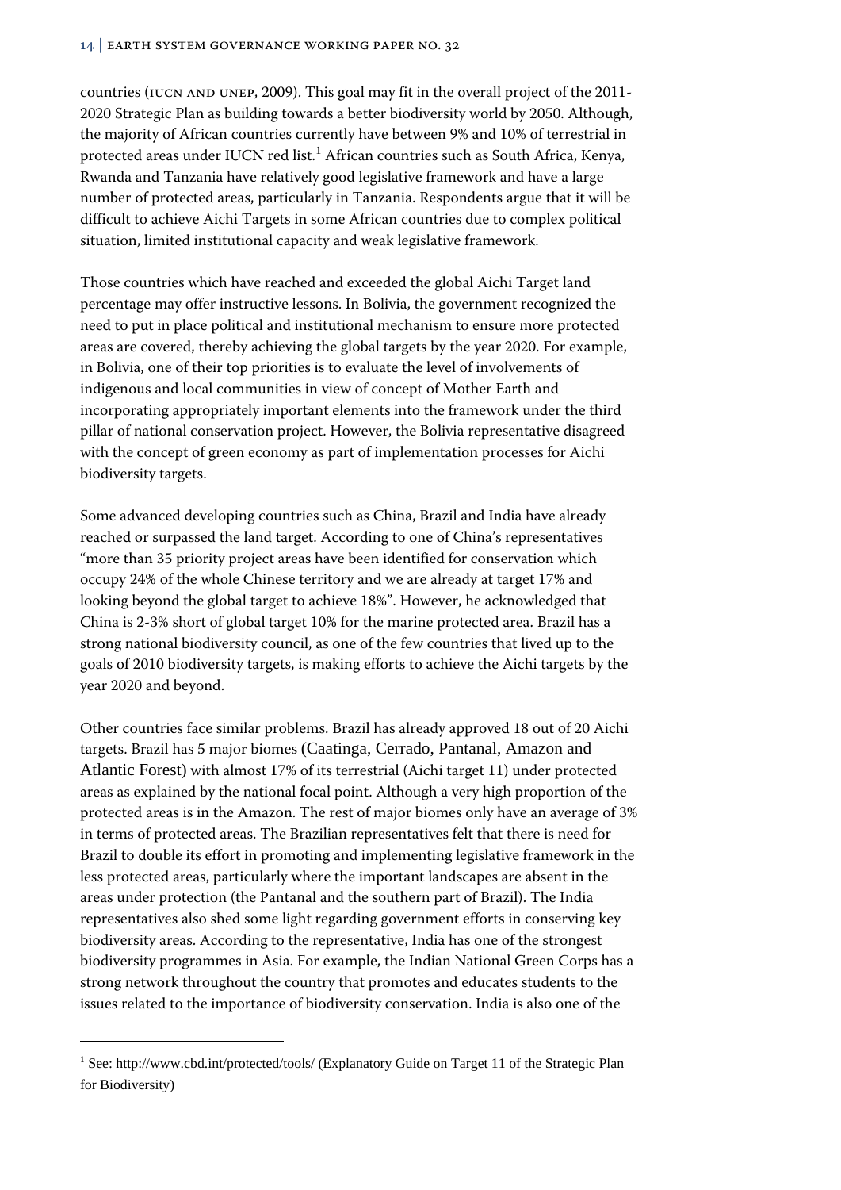countries (IUCN AND UNEP, 2009). This goal may fit in the overall project of the 2011-2020 Strategic Plan as building towards a better biodiversity world by 2050. Although, the majority of African countries currently have between 9% and 10% of terrestrial in protected areas under IUCN red list.[1] African countries such as South Africa, Kenya, Rwanda and Tanzania have relatively good legislative framework and have a large number of protected areas, particularly in Tanzania. Respondents argue that it will be difficult to achieve Aichi Targets in some African countries due to complex political situation, limited institutional capacity and weak legislative framework.

Those countries which have reached and exceeded the global Aichi Target land percentage may offer instructive lessons. In Bolivia, the government recognized the need to put in place political and institutional mechanism to ensure more protected areas are covered, thereby achieving the global targets by the year 2020. For example, in Bolivia, one of their top priorities is to evaluate the level of involvements of indigenous and local communities in view of concept of Mother Earth and incorporating appropriately important elements into the framework under the third pillar of national conservation project. However, the Bolivia representative disagreed with the concept of green economy as part of implementation processes for Aichi biodiversity targets.

Some advanced developing countries such as China, Brazil and India have already reached or surpassed the land target. According to one of China's representatives "more than 35 priority project areas have been identified for conservation which occupy 24% of the whole Chinese territory and we are already at target 17% and looking beyond the global target to achieve 18%". However, he acknowledged that China is 2-3% short of global target 10% for the marine protected area. Brazil has a strong national biodiversity council, as one of the few countries that lived up to the goals of 2010 biodiversity targets, is making efforts to achieve the Aichi targets by the year 2020 and beyond.

Other countries face similar problems. Brazil has already approved 18 out of 20 Aichi targets. Brazil has 5 major biomes (Caatinga, Cerrado, Pantanal, Amazon and Atlantic Forest) with almost 17% of its terrestrial (Aichi target 11) under protected areas as explained by the national focal point. Although a very high proportion of the protected areas is in the Amazon. The rest of major biomes only have an average of 3% in terms of protected areas. The Brazilian representatives felt that there is need for Brazil to double its effort in promoting and implementing legislative framework in the less protected areas, particularly where the important landscapes are absent in the areas under protection (the Pantanal and the southern part of Brazil). The India representatives also shed some light regarding government efforts in conserving key biodiversity areas. According to the representative, India has one of the strongest biodiversity programmes in Asia. For example, the Indian National Green Corps has a strong network throughout the country that promotes and educates students to the issues related to the importance of biodiversity conservation. India is also one of the

[1] See: http://www.cbd.int/protected/tools/ (Explanatory Guide on Target 11 of the Strategic Plan for Biodiversity)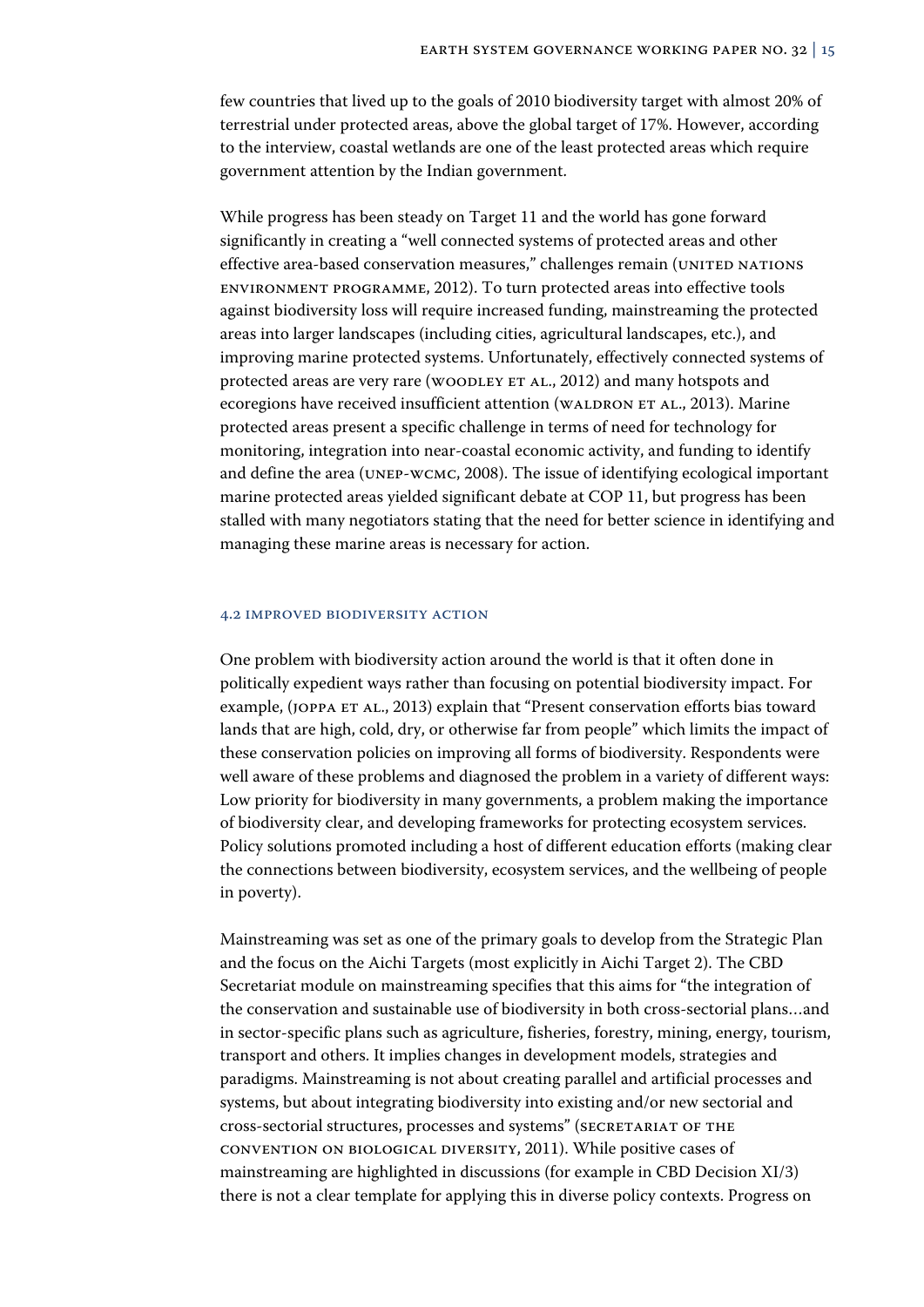few countries that lived up to the goals of 2010 biodiversity target with almost 20% of terrestrial under protected areas, above the global target of 17%. However, according to the interview, coastal wetlands are one of the least protected areas which require government attention by the Indian government.

While progress has been steady on Target 11 and the world has gone forward significantly in creating a "well connected systems of protected areas and other effective area-based conservation measures," challenges remain (United Nations Environment Programme, 2012). To turn protected areas into effective tools against biodiversity loss will require increased funding, mainstreaming the protected areas into larger landscapes (including cities, agricultural landscapes, etc.), and improving marine protected systems. Unfortunately, effectively connected systems of protected areas are very rare (Woodley et al., 2012) and many hotspots and ecoregions have received insufficient attention (Waldron et al., 2013). Marine protected areas present a specific challenge in terms of need for technology for monitoring, integration into near-coastal economic activity, and funding to identify and define the area (UNEP-WCMC, 2008). The issue of identifying ecological important marine protected areas yielded significant debate at COP 11, but progress has been stalled with many negotiators stating that the need for better science in identifying and managing these marine areas is necessary for action.

### 4.2 Improved Biodiversity Action

One problem with biodiversity action around the world is that it often done in politically expedient ways rather than focusing on potential biodiversity impact. For example, (Joppa et al., 2013) explain that "Present conservation efforts bias toward lands that are high, cold, dry, or otherwise far from people" which limits the impact of these conservation policies on improving all forms of biodiversity. Respondents were well aware of these problems and diagnosed the problem in a variety of different ways: Low priority for biodiversity in many governments, a problem making the importance of biodiversity clear, and developing frameworks for protecting ecosystem services. Policy solutions promoted including a host of different education efforts (making clear the connections between biodiversity, ecosystem services, and the wellbeing of people in poverty).

Mainstreaming was set as one of the primary goals to develop from the Strategic Plan and the focus on the Aichi Targets (most explicitly in Aichi Target 2). The CBD Secretariat module on mainstreaming specifies that this aims for "the integration of the conservation and sustainable use of biodiversity in both cross-sectorial plans…and in sector-specific plans such as agriculture, fisheries, forestry, mining, energy, tourism, transport and others. It implies changes in development models, strategies and paradigms. Mainstreaming is not about creating parallel and artificial processes and systems, but about integrating biodiversity into existing and/or new sectorial and cross-sectorial structures, processes and systems" (Secretariat of the Convention on Biological Diversity, 2011). While positive cases of mainstreaming are highlighted in discussions (for example in CBD Decision XI/3) there is not a clear template for applying this in diverse policy contexts. Progress on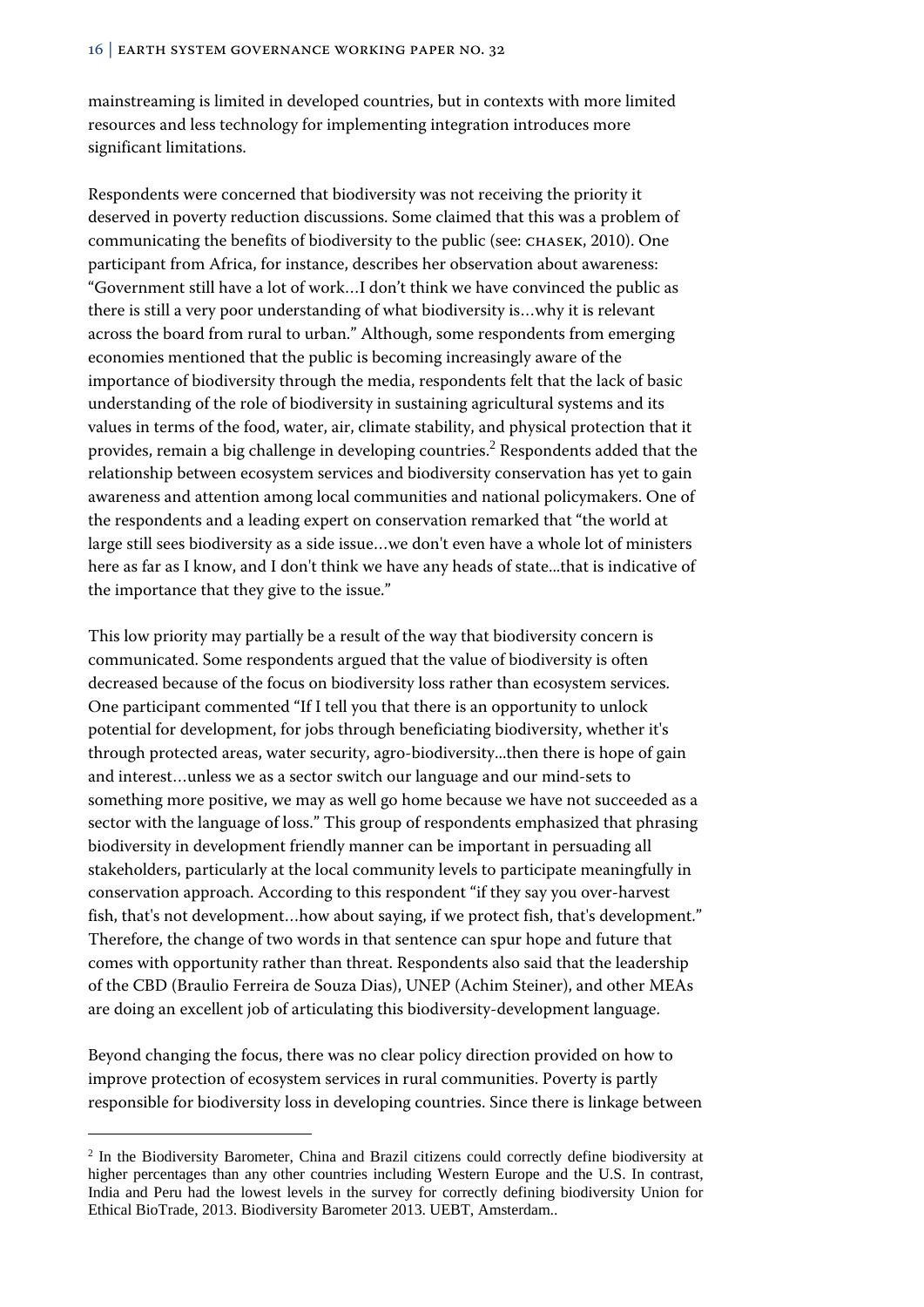mainstreaming is limited in developed countries, but in contexts with more limited resources and less technology for implementing integration introduces more significant limitations.

Respondents were concerned that biodiversity was not receiving the priority it deserved in poverty reduction discussions. Some claimed that this was a problem of communicating the benefits of biodiversity to the public (see: Chasek, 2010). One participant from Africa, for instance, describes her observation about awareness: "Government still have a lot of work…I don't think we have convinced the public as there is still a very poor understanding of what biodiversity is…why it is relevant across the board from rural to urban." Although, some respondents from emerging economies mentioned that the public is becoming increasingly aware of the importance of biodiversity through the media, respondents felt that the lack of basic understanding of the role of biodiversity in sustaining agricultural systems and its values in terms of the food, water, air, climate stability, and physical protection that it provides, remain a big challenge in developing countries.[2] Respondents added that the relationship between ecosystem services and biodiversity conservation has yet to gain awareness and attention among local communities and national policymakers. One of the respondents and a leading expert on conservation remarked that "the world at large still sees biodiversity as a side issue…we don't even have a whole lot of ministers here as far as I know, and I don't think we have any heads of state...that is indicative of the importance that they give to the issue."

This low priority may partially be a result of the way that biodiversity concern is communicated. Some respondents argued that the value of biodiversity is often decreased because of the focus on biodiversity loss rather than ecosystem services. One participant commented "If I tell you that there is an opportunity to unlock potential for development, for jobs through beneficiating biodiversity, whether it's through protected areas, water security, agro-biodiversity...then there is hope of gain and interest…unless we as a sector switch our language and our mind-sets to something more positive, we may as well go home because we have not succeeded as a sector with the language of loss." This group of respondents emphasized that phrasing biodiversity in development friendly manner can be important in persuading all stakeholders, particularly at the local community levels to participate meaningfully in conservation approach. According to this respondent "if they say you over-harvest fish, that's not development…how about saying, if we protect fish, that's development." Therefore, the change of two words in that sentence can spur hope and future that comes with opportunity rather than threat. Respondents also said that the leadership of the CBD (Braulio Ferreira de Souza Dias), UNEP (Achim Steiner), and other MEAs are doing an excellent job of articulating this biodiversity-development language.

Beyond changing the focus, there was no clear policy direction provided on how to improve protection of ecosystem services in rural communities. Poverty is partly responsible for biodiversity loss in developing countries. Since there is linkage between

---

[2] In the Biodiversity Barometer, China and Brazil citizens could correctly define biodiversity at higher percentages than any other countries including Western Europe and the U.S. In contrast, India and Peru had the lowest levels in the survey for correctly defining biodiversity Union for Ethical BioTrade, 2013. Biodiversity Barometer 2013. UEBT, Amsterdam..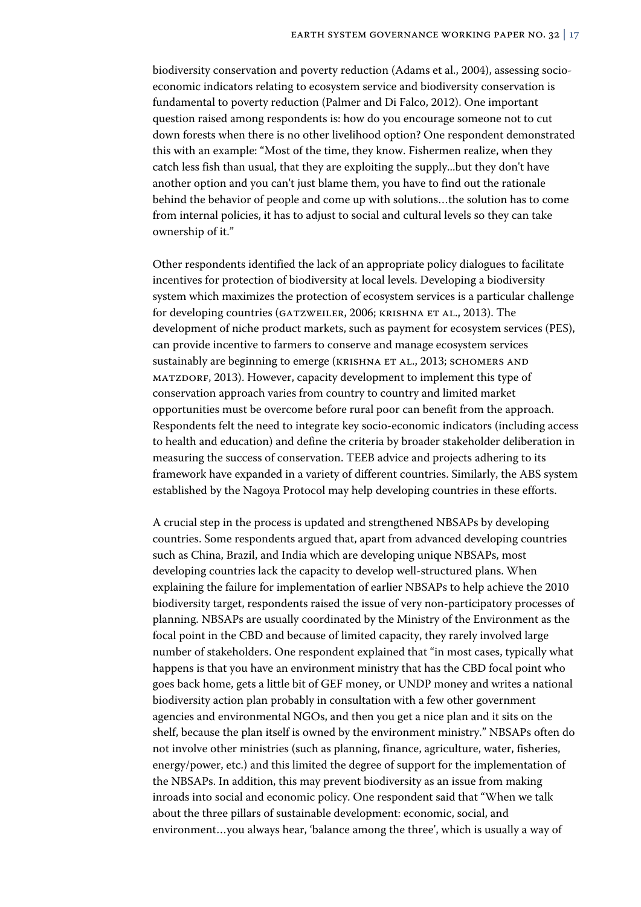biodiversity conservation and poverty reduction (Adams et al., 2004), assessing socio-economic indicators relating to ecosystem service and biodiversity conservation is fundamental to poverty reduction (Palmer and Di Falco, 2012). One important question raised among respondents is: how do you encourage someone not to cut down forests when there is no other livelihood option? One respondent demonstrated this with an example: "Most of the time, they know. Fishermen realize, when they catch less fish than usual, that they are exploiting the supply...but they don't have another option and you can't just blame them, you have to find out the rationale behind the behavior of people and come up with solutions…the solution has to come from internal policies, it has to adjust to social and cultural levels so they can take ownership of it."

Other respondents identified the lack of an appropriate policy dialogues to facilitate incentives for protection of biodiversity at local levels. Developing a biodiversity system which maximizes the protection of ecosystem services is a particular challenge for developing countries (Gatzweiler, 2006; Krishna et al., 2013). The development of niche product markets, such as payment for ecosystem services (PES), can provide incentive to farmers to conserve and manage ecosystem services sustainably are beginning to emerge (Krishna et al., 2013; Schomers and Matzdorf, 2013). However, capacity development to implement this type of conservation approach varies from country to country and limited market opportunities must be overcome before rural poor can benefit from the approach. Respondents felt the need to integrate key socio-economic indicators (including access to health and education) and define the criteria by broader stakeholder deliberation in measuring the success of conservation. TEEB advice and projects adhering to its framework have expanded in a variety of different countries. Similarly, the ABS system established by the Nagoya Protocol may help developing countries in these efforts.

A crucial step in the process is updated and strengthened NBSAPs by developing countries. Some respondents argued that, apart from advanced developing countries such as China, Brazil, and India which are developing unique NBSAPs, most developing countries lack the capacity to develop well-structured plans. When explaining the failure for implementation of earlier NBSAPs to help achieve the 2010 biodiversity target, respondents raised the issue of very non-participatory processes of planning. NBSAPs are usually coordinated by the Ministry of the Environment as the focal point in the CBD and because of limited capacity, they rarely involved large number of stakeholders. One respondent explained that "in most cases, typically what happens is that you have an environment ministry that has the CBD focal point who goes back home, gets a little bit of GEF money, or UNDP money and writes a national biodiversity action plan probably in consultation with a few other government agencies and environmental NGOs, and then you get a nice plan and it sits on the shelf, because the plan itself is owned by the environment ministry." NBSAPs often do not involve other ministries (such as planning, finance, agriculture, water, fisheries, energy/power, etc.) and this limited the degree of support for the implementation of the NBSAPs. In addition, this may prevent biodiversity as an issue from making inroads into social and economic policy. One respondent said that "When we talk about the three pillars of sustainable development: economic, social, and environment…you always hear, 'balance among the three', which is usually a way of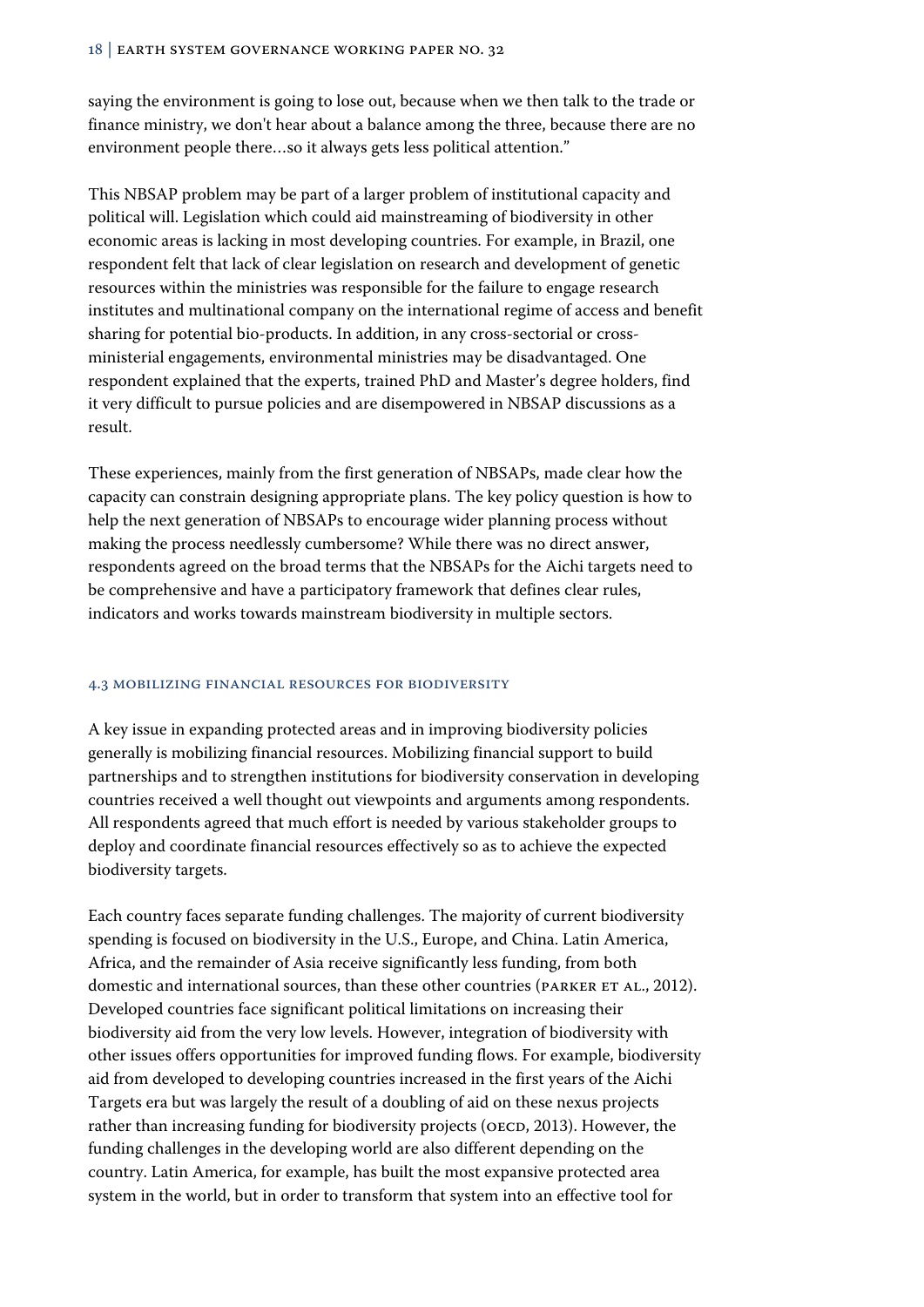saying the environment is going to lose out, because when we then talk to the trade or finance ministry, we don't hear about a balance among the three, because there are no environment people there…so it always gets less political attention."

This NBSAP problem may be part of a larger problem of institutional capacity and political will. Legislation which could aid mainstreaming of biodiversity in other economic areas is lacking in most developing countries. For example, in Brazil, one respondent felt that lack of clear legislation on research and development of genetic resources within the ministries was responsible for the failure to engage research institutes and multinational company on the international regime of access and benefit sharing for potential bio-products. In addition, in any cross-sectorial or cross-ministerial engagements, environmental ministries may be disadvantaged. One respondent explained that the experts, trained PhD and Master's degree holders, find it very difficult to pursue policies and are disempowered in NBSAP discussions as a result.

These experiences, mainly from the first generation of NBSAPs, made clear how the capacity can constrain designing appropriate plans. The key policy question is how to help the next generation of NBSAPs to encourage wider planning process without making the process needlessly cumbersome? While there was no direct answer, respondents agreed on the broad terms that the NBSAPs for the Aichi targets need to be comprehensive and have a participatory framework that defines clear rules, indicators and works towards mainstream biodiversity in multiple sectors.

### 4.3 Mobilizing financial resources for biodiversity

A key issue in expanding protected areas and in improving biodiversity policies generally is mobilizing financial resources. Mobilizing financial support to build partnerships and to strengthen institutions for biodiversity conservation in developing countries received a well thought out viewpoints and arguments among respondents. All respondents agreed that much effort is needed by various stakeholder groups to deploy and coordinate financial resources effectively so as to achieve the expected biodiversity targets.

Each country faces separate funding challenges. The majority of current biodiversity spending is focused on biodiversity in the U.S., Europe, and China. Latin America, Africa, and the remainder of Asia receive significantly less funding, from both domestic and international sources, than these other countries (Parker et al., 2012). Developed countries face significant political limitations on increasing their biodiversity aid from the very low levels. However, integration of biodiversity with other issues offers opportunities for improved funding flows. For example, biodiversity aid from developed to developing countries increased in the first years of the Aichi Targets era but was largely the result of a doubling of aid on these nexus projects rather than increasing funding for biodiversity projects (OECD, 2013). However, the funding challenges in the developing world are also different depending on the country. Latin America, for example, has built the most expansive protected area system in the world, but in order to transform that system into an effective tool for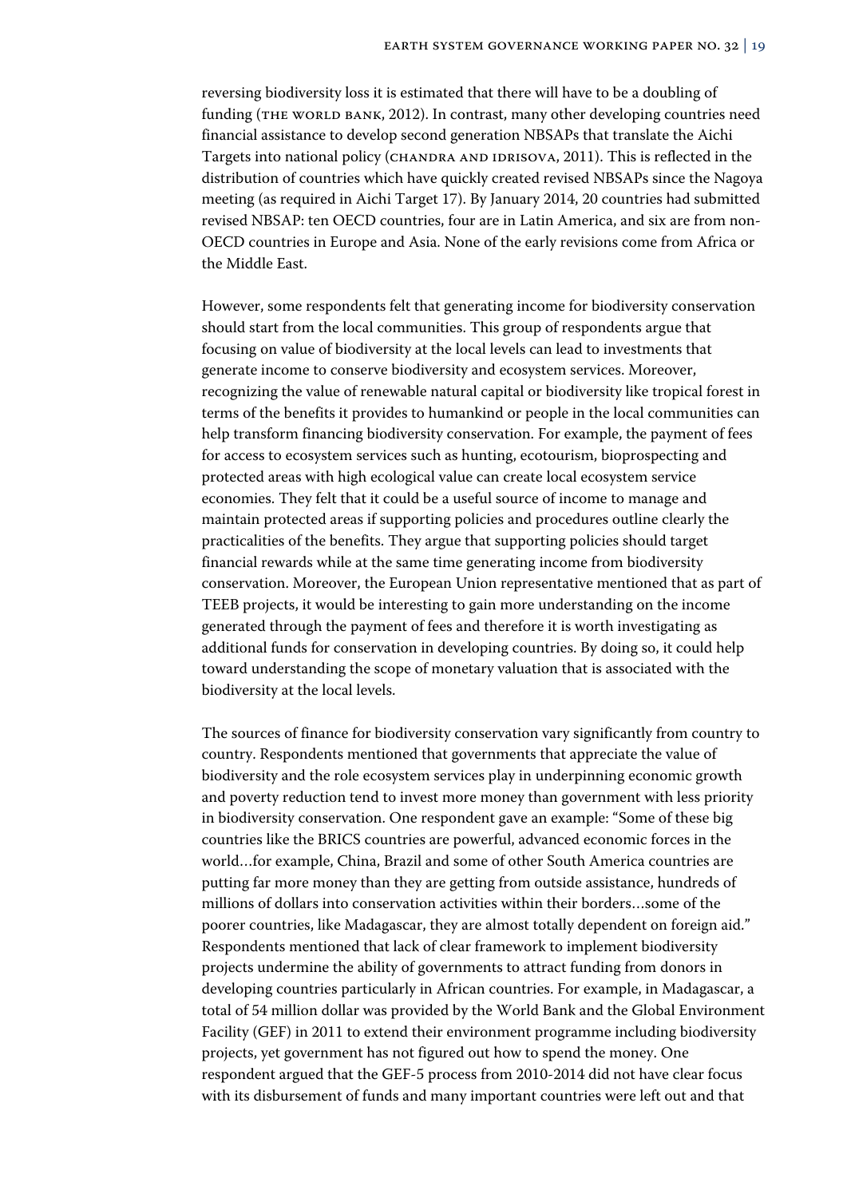reversing biodiversity loss it is estimated that there will have to be a doubling of funding (The World Bank, 2012). In contrast, many other developing countries need financial assistance to develop second generation NBSAPs that translate the Aichi Targets into national policy (Chandra and Idrisova, 2011). This is reflected in the distribution of countries which have quickly created revised NBSAPs since the Nagoya meeting (as required in Aichi Target 17). By January 2014, 20 countries had submitted revised NBSAP: ten OECD countries, four are in Latin America, and six are from non-OECD countries in Europe and Asia. None of the early revisions come from Africa or the Middle East.

However, some respondents felt that generating income for biodiversity conservation should start from the local communities. This group of respondents argue that focusing on value of biodiversity at the local levels can lead to investments that generate income to conserve biodiversity and ecosystem services. Moreover, recognizing the value of renewable natural capital or biodiversity like tropical forest in terms of the benefits it provides to humankind or people in the local communities can help transform financing biodiversity conservation. For example, the payment of fees for access to ecosystem services such as hunting, ecotourism, bioprospecting and protected areas with high ecological value can create local ecosystem service economies. They felt that it could be a useful source of income to manage and maintain protected areas if supporting policies and procedures outline clearly the practicalities of the benefits. They argue that supporting policies should target financial rewards while at the same time generating income from biodiversity conservation. Moreover, the European Union representative mentioned that as part of TEEB projects, it would be interesting to gain more understanding on the income generated through the payment of fees and therefore it is worth investigating as additional funds for conservation in developing countries. By doing so, it could help toward understanding the scope of monetary valuation that is associated with the biodiversity at the local levels.

The sources of finance for biodiversity conservation vary significantly from country to country. Respondents mentioned that governments that appreciate the value of biodiversity and the role ecosystem services play in underpinning economic growth and poverty reduction tend to invest more money than government with less priority in biodiversity conservation. One respondent gave an example: "Some of these big countries like the BRICS countries are powerful, advanced economic forces in the world…for example, China, Brazil and some of other South America countries are putting far more money than they are getting from outside assistance, hundreds of millions of dollars into conservation activities within their borders…some of the poorer countries, like Madagascar, they are almost totally dependent on foreign aid." Respondents mentioned that lack of clear framework to implement biodiversity projects undermine the ability of governments to attract funding from donors in developing countries particularly in African countries. For example, in Madagascar, a total of 54 million dollar was provided by the World Bank and the Global Environment Facility (GEF) in 2011 to extend their environment programme including biodiversity projects, yet government has not figured out how to spend the money. One respondent argued that the GEF-5 process from 2010-2014 did not have clear focus with its disbursement of funds and many important countries were left out and that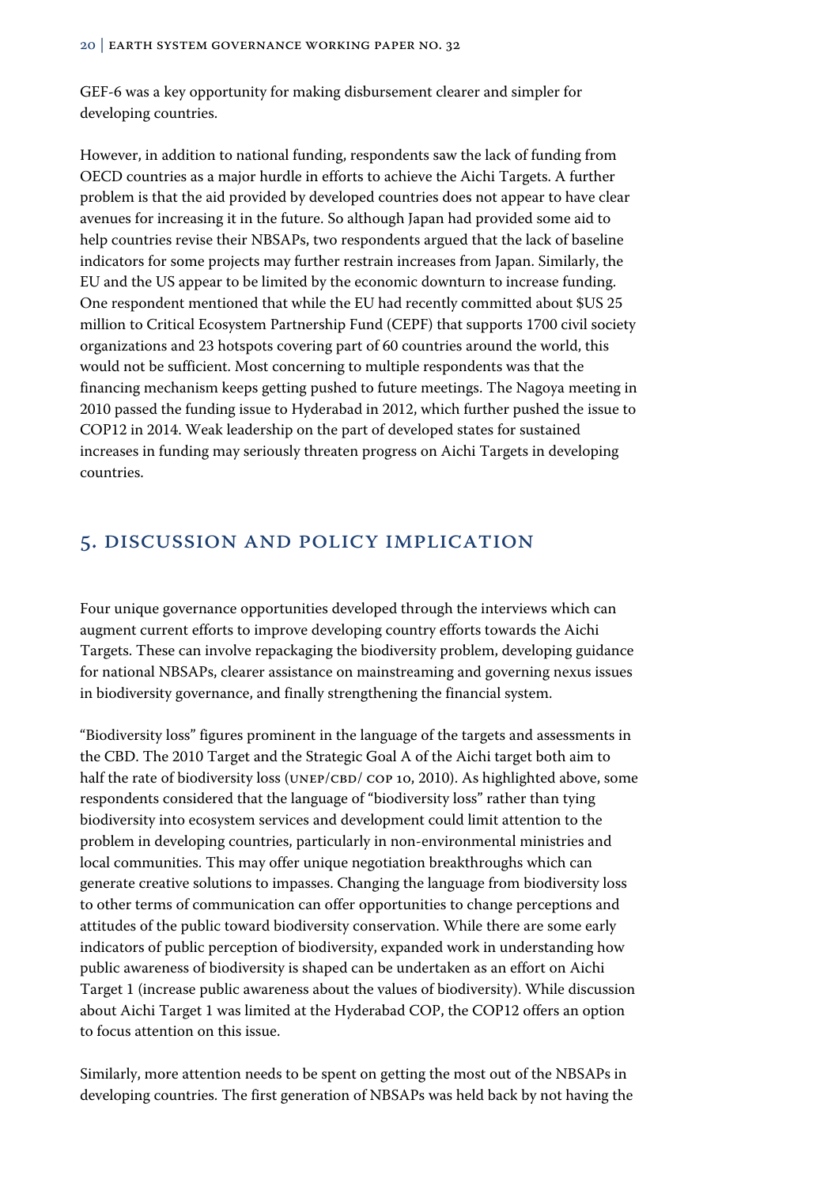GEF-6 was a key opportunity for making disbursement clearer and simpler for developing countries.

However, in addition to national funding, respondents saw the lack of funding from OECD countries as a major hurdle in efforts to achieve the Aichi Targets. A further problem is that the aid provided by developed countries does not appear to have clear avenues for increasing it in the future. So although Japan had provided some aid to help countries revise their NBSAPs, two respondents argued that the lack of baseline indicators for some projects may further restrain increases from Japan. Similarly, the EU and the US appear to be limited by the economic downturn to increase funding. One respondent mentioned that while the EU had recently committed about $US 25 million to Critical Ecosystem Partnership Fund (CEPF) that supports 1700 civil society organizations and 23 hotspots covering part of 60 countries around the world, this would not be sufficient. Most concerning to multiple respondents was that the financing mechanism keeps getting pushed to future meetings. The Nagoya meeting in 2010 passed the funding issue to Hyderabad in 2012, which further pushed the issue to COP12 in 2014. Weak leadership on the part of developed states for sustained increases in funding may seriously threaten progress on Aichi Targets in developing countries.

## 5. Discussion and Policy Implication

Four unique governance opportunities developed through the interviews which can augment current efforts to improve developing country efforts towards the Aichi Targets. These can involve repackaging the biodiversity problem, developing guidance for national NBSAPs, clearer assistance on mainstreaming and governing nexus issues in biodiversity governance, and finally strengthening the financial system.

"Biodiversity loss" figures prominent in the language of the targets and assessments in the CBD. The 2010 Target and the Strategic Goal A of the Aichi target both aim to half the rate of biodiversity loss (UNEP/CBD/ COP 10, 2010). As highlighted above, some respondents considered that the language of "biodiversity loss" rather than tying biodiversity into ecosystem services and development could limit attention to the problem in developing countries, particularly in non-environmental ministries and local communities. This may offer unique negotiation breakthroughs which can generate creative solutions to impasses. Changing the language from biodiversity loss to other terms of communication can offer opportunities to change perceptions and attitudes of the public toward biodiversity conservation. While there are some early indicators of public perception of biodiversity, expanded work in understanding how public awareness of biodiversity is shaped can be undertaken as an effort on Aichi Target 1 (increase public awareness about the values of biodiversity). While discussion about Aichi Target 1 was limited at the Hyderabad COP, the COP12 offers an option to focus attention on this issue.

Similarly, more attention needs to be spent on getting the most out of the NBSAPs in developing countries. The first generation of NBSAPs was held back by not having the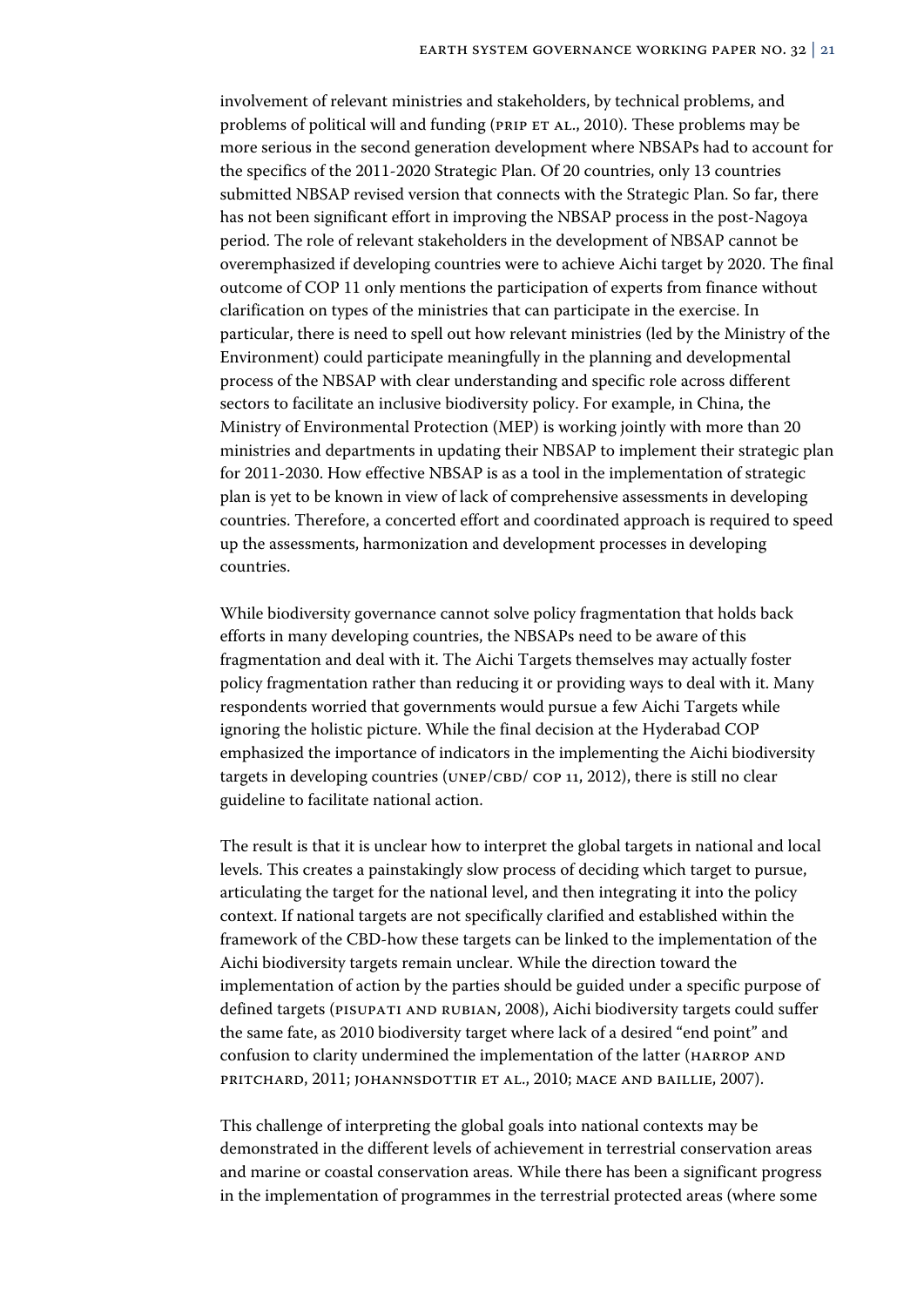involvement of relevant ministries and stakeholders, by technical problems, and problems of political will and funding (Prip et al., 2010). These problems may be more serious in the second generation development where NBSAPs had to account for the specifics of the 2011-2020 Strategic Plan. Of 20 countries, only 13 countries submitted NBSAP revised version that connects with the Strategic Plan. So far, there has not been significant effort in improving the NBSAP process in the post-Nagoya period. The role of relevant stakeholders in the development of NBSAP cannot be overemphasized if developing countries were to achieve Aichi target by 2020. The final outcome of COP 11 only mentions the participation of experts from finance without clarification on types of the ministries that can participate in the exercise. In particular, there is need to spell out how relevant ministries (led by the Ministry of the Environment) could participate meaningfully in the planning and developmental process of the NBSAP with clear understanding and specific role across different sectors to facilitate an inclusive biodiversity policy. For example, in China, the Ministry of Environmental Protection (MEP) is working jointly with more than 20 ministries and departments in updating their NBSAP to implement their strategic plan for 2011-2030. How effective NBSAP is as a tool in the implementation of strategic plan is yet to be known in view of lack of comprehensive assessments in developing countries. Therefore, a concerted effort and coordinated approach is required to speed up the assessments, harmonization and development processes in developing countries.

While biodiversity governance cannot solve policy fragmentation that holds back efforts in many developing countries, the NBSAPs need to be aware of this fragmentation and deal with it. The Aichi Targets themselves may actually foster policy fragmentation rather than reducing it or providing ways to deal with it. Many respondents worried that governments would pursue a few Aichi Targets while ignoring the holistic picture. While the final decision at the Hyderabad COP emphasized the importance of indicators in the implementing the Aichi biodiversity targets in developing countries (UNEP/CBD/ COP 11, 2012), there is still no clear guideline to facilitate national action.

The result is that it is unclear how to interpret the global targets in national and local levels. This creates a painstakingly slow process of deciding which target to pursue, articulating the target for the national level, and then integrating it into the policy context. If national targets are not specifically clarified and established within the framework of the CBD-how these targets can be linked to the implementation of the Aichi biodiversity targets remain unclear. While the direction toward the implementation of action by the parties should be guided under a specific purpose of defined targets (Pisupati and Rubian, 2008), Aichi biodiversity targets could suffer the same fate, as 2010 biodiversity target where lack of a desired "end point" and confusion to clarity undermined the implementation of the latter (Harrop and Pritchard, 2011; Johannsdottir et al., 2010; Mace and Baillie, 2007).

This challenge of interpreting the global goals into national contexts may be demonstrated in the different levels of achievement in terrestrial conservation areas and marine or coastal conservation areas. While there has been a significant progress in the implementation of programmes in the terrestrial protected areas (where some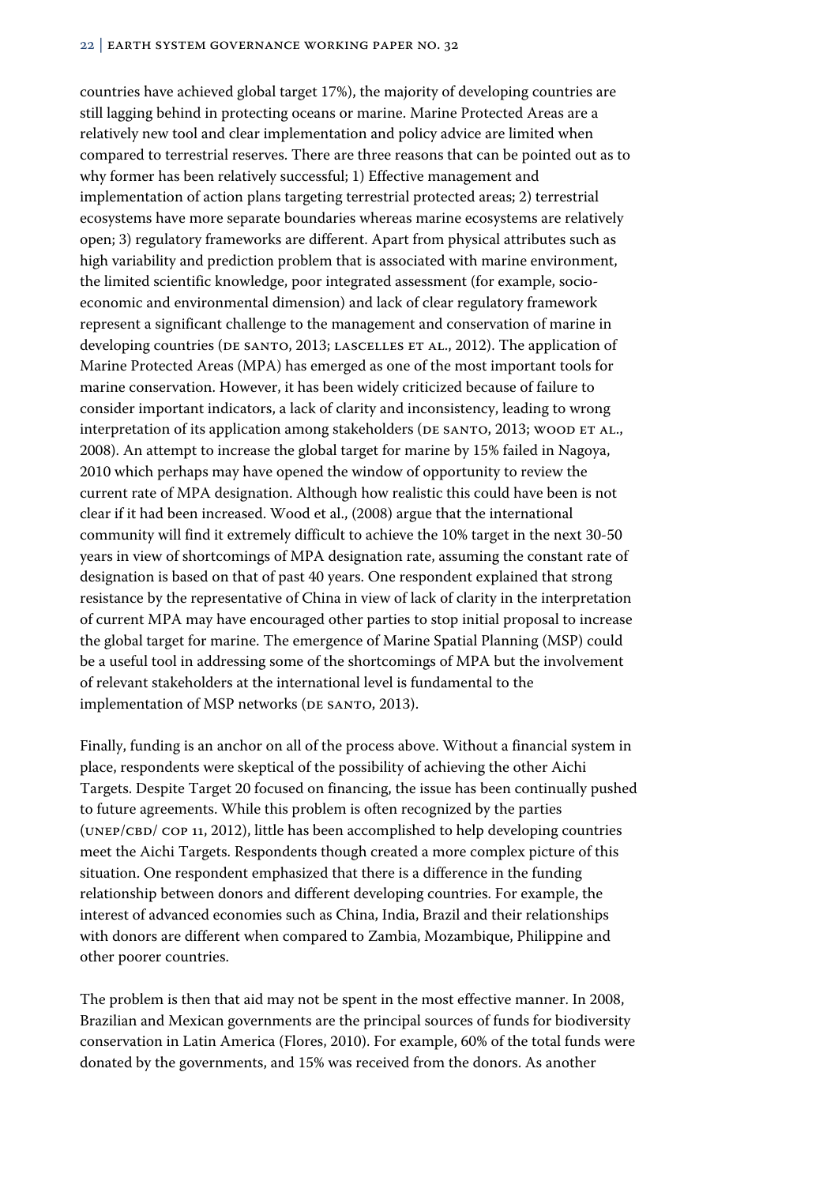countries have achieved global target 17%), the majority of developing countries are still lagging behind in protecting oceans or marine. Marine Protected Areas are a relatively new tool and clear implementation and policy advice are limited when compared to terrestrial reserves. There are three reasons that can be pointed out as to why former has been relatively successful; 1) Effective management and implementation of action plans targeting terrestrial protected areas; 2) terrestrial ecosystems have more separate boundaries whereas marine ecosystems are relatively open; 3) regulatory frameworks are different. Apart from physical attributes such as high variability and prediction problem that is associated with marine environment, the limited scientific knowledge, poor integrated assessment (for example, socio-economic and environmental dimension) and lack of clear regulatory framework represent a significant challenge to the management and conservation of marine in developing countries (DE SANTO, 2013; LASCELLES ET AL., 2012). The application of Marine Protected Areas (MPA) has emerged as one of the most important tools for marine conservation. However, it has been widely criticized because of failure to consider important indicators, a lack of clarity and inconsistency, leading to wrong interpretation of its application among stakeholders (DE SANTO, 2013; WOOD ET AL., 2008). An attempt to increase the global target for marine by 15% failed in Nagoya, 2010 which perhaps may have opened the window of opportunity to review the current rate of MPA designation. Although how realistic this could have been is not clear if it had been increased. Wood et al., (2008) argue that the international community will find it extremely difficult to achieve the 10% target in the next 30-50 years in view of shortcomings of MPA designation rate, assuming the constant rate of designation is based on that of past 40 years. One respondent explained that strong resistance by the representative of China in view of lack of clarity in the interpretation of current MPA may have encouraged other parties to stop initial proposal to increase the global target for marine. The emergence of Marine Spatial Planning (MSP) could be a useful tool in addressing some of the shortcomings of MPA but the involvement of relevant stakeholders at the international level is fundamental to the implementation of MSP networks (DE SANTO, 2013).

Finally, funding is an anchor on all of the process above. Without a financial system in place, respondents were skeptical of the possibility of achieving the other Aichi Targets. Despite Target 20 focused on financing, the issue has been continually pushed to future agreements. While this problem is often recognized by the parties (UNEP/CBD/ COP 11, 2012), little has been accomplished to help developing countries meet the Aichi Targets. Respondents though created a more complex picture of this situation. One respondent emphasized that there is a difference in the funding relationship between donors and different developing countries. For example, the interest of advanced economies such as China, India, Brazil and their relationships with donors are different when compared to Zambia, Mozambique, Philippine and other poorer countries.

The problem is then that aid may not be spent in the most effective manner. In 2008, Brazilian and Mexican governments are the principal sources of funds for biodiversity conservation in Latin America (Flores, 2010). For example, 60% of the total funds were donated by the governments, and 15% was received from the donors. As another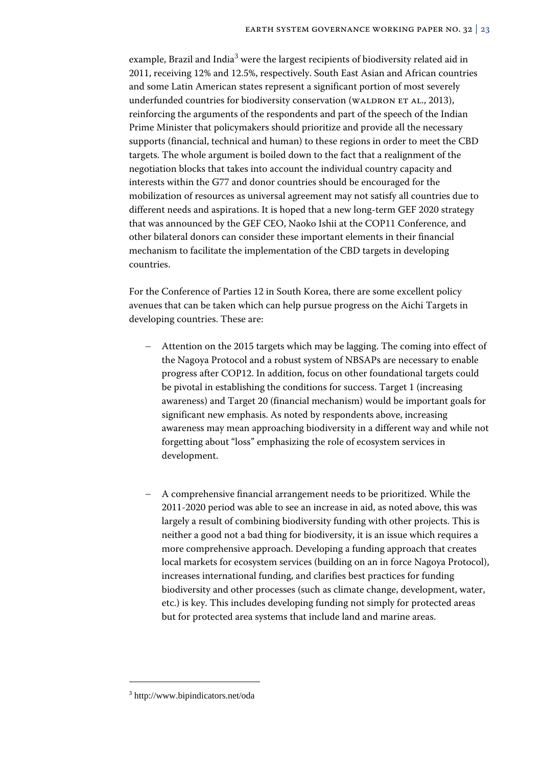example, Brazil and India[3] were the largest recipients of biodiversity related aid in 2011, receiving 12% and 12.5%, respectively. South East Asian and African countries and some Latin American states represent a significant portion of most severely underfunded countries for biodiversity conservation (Waldron et al., 2013), reinforcing the arguments of the respondents and part of the speech of the Indian Prime Minister that policymakers should prioritize and provide all the necessary supports (financial, technical and human) to these regions in order to meet the CBD targets. The whole argument is boiled down to the fact that a realignment of the negotiation blocks that takes into account the individual country capacity and interests within the G77 and donor countries should be encouraged for the mobilization of resources as universal agreement may not satisfy all countries due to different needs and aspirations. It is hoped that a new long-term GEF 2020 strategy that was announced by the GEF CEO, Naoko Ishii at the COP11 Conference, and other bilateral donors can consider these important elements in their financial mechanism to facilitate the implementation of the CBD targets in developing countries.

For the Conference of Parties 12 in South Korea, there are some excellent policy avenues that can be taken which can help pursue progress on the Aichi Targets in developing countries. These are:

- Attention on the 2015 targets which may be lagging. The coming into effect of the Nagoya Protocol and a robust system of NBSAPs are necessary to enable progress after COP12. In addition, focus on other foundational targets could be pivotal in establishing the conditions for success. Target 1 (increasing awareness) and Target 20 (financial mechanism) would be important goals for significant new emphasis. As noted by respondents above, increasing awareness may mean approaching biodiversity in a different way and while not forgetting about "loss" emphasizing the role of ecosystem services in development.

- A comprehensive financial arrangement needs to be prioritized. While the 2011-2020 period was able to see an increase in aid, as noted above, this was largely a result of combining biodiversity funding with other projects. This is neither a good not a bad thing for biodiversity, it is an issue which requires a more comprehensive approach. Developing a funding approach that creates local markets for ecosystem services (building on an in force Nagoya Protocol), increases international funding, and clarifies best practices for funding biodiversity and other processes (such as climate change, development, water, etc.) is key. This includes developing funding not simply for protected areas but for protected area systems that include land and marine areas.

[3] http://www.bipindicators.net/oda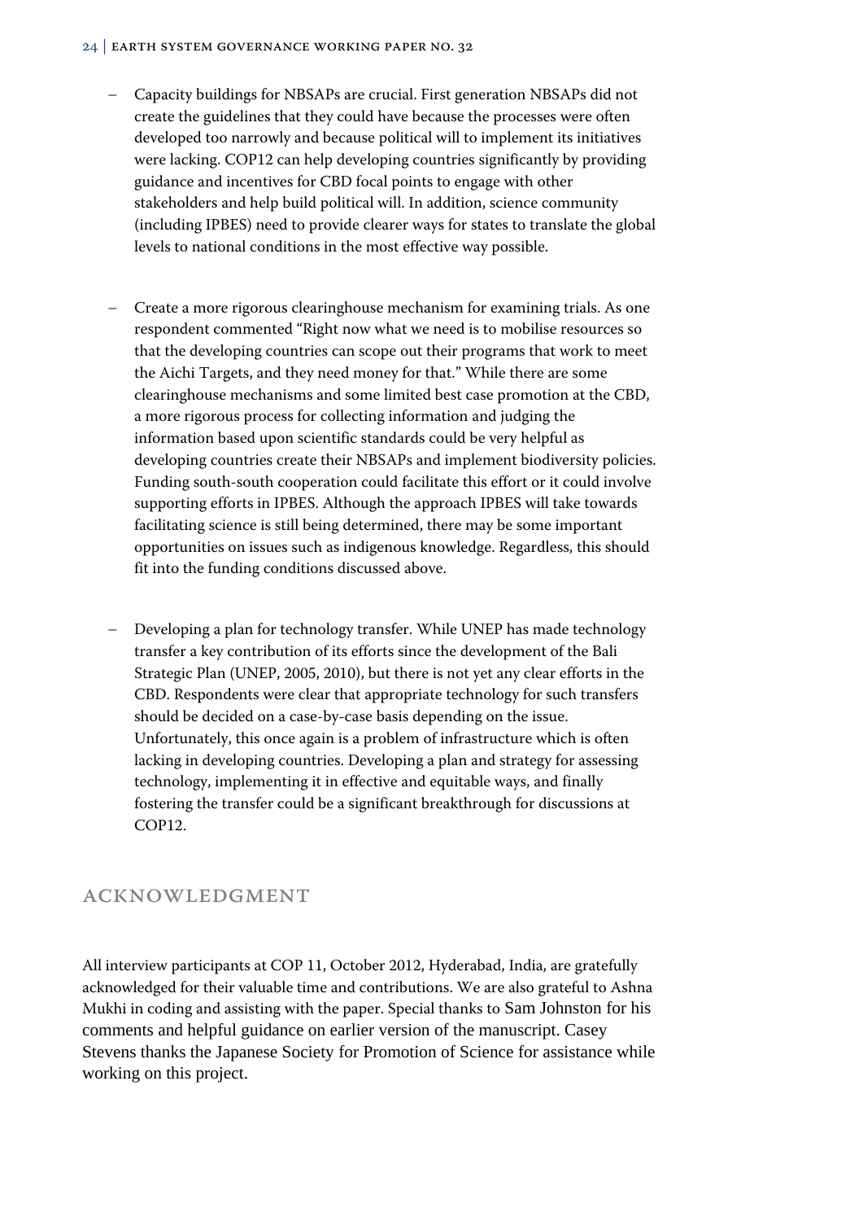- Capacity buildings for NBSAPs are crucial. First generation NBSAPs did not create the guidelines that they could have because the processes were often developed too narrowly and because political will to implement its initiatives were lacking. COP12 can help developing countries significantly by providing guidance and incentives for CBD focal points to engage with other stakeholders and help build political will. In addition, science community (including IPBES) need to provide clearer ways for states to translate the global levels to national conditions in the most effective way possible.

- Create a more rigorous clearinghouse mechanism for examining trials. As one respondent commented "Right now what we need is to mobilise resources so that the developing countries can scope out their programs that work to meet the Aichi Targets, and they need money for that." While there are some clearinghouse mechanisms and some limited best case promotion at the CBD, a more rigorous process for collecting information and judging the information based upon scientific standards could be very helpful as developing countries create their NBSAPs and implement biodiversity policies. Funding south-south cooperation could facilitate this effort or it could involve supporting efforts in IPBES. Although the approach IPBES will take towards facilitating science is still being determined, there may be some important opportunities on issues such as indigenous knowledge. Regardless, this should fit into the funding conditions discussed above.

- Developing a plan for technology transfer. While UNEP has made technology transfer a key contribution of its efforts since the development of the Bali Strategic Plan (UNEP, 2005, 2010), but there is not yet any clear efforts in the CBD. Respondents were clear that appropriate technology for such transfers should be decided on a case-by-case basis depending on the issue. Unfortunately, this once again is a problem of infrastructure which is often lacking in developing countries. Developing a plan and strategy for assessing technology, implementing it in effective and equitable ways, and finally fostering the transfer could be a significant breakthrough for discussions at COP12.

## Acknowledgment

All interview participants at COP 11, October 2012, Hyderabad, India, are gratefully acknowledged for their valuable time and contributions. We are also grateful to Ashna Mukhi in coding and assisting with the paper. Special thanks to Sam Johnston for his comments and helpful guidance on earlier version of the manuscript. Casey Stevens thanks the Japanese Society for Promotion of Science for assistance while working on this project.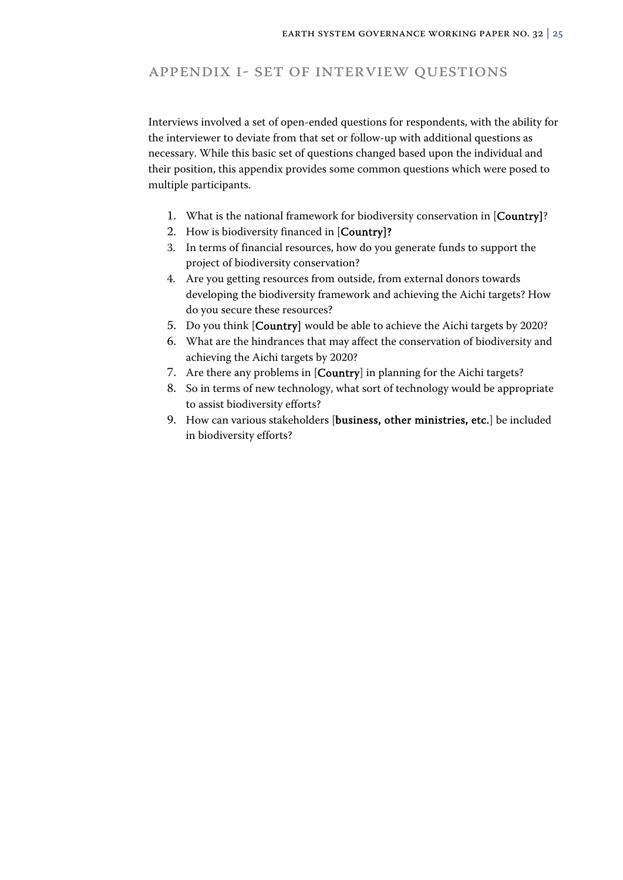## APPENDIX I- SET OF INTERVIEW QUESTIONS

Interviews involved a set of open-ended questions for respondents, with the ability for the interviewer to deviate from that set or follow-up with additional questions as necessary. While this basic set of questions changed based upon the individual and their position, this appendix provides some common questions which were posed to multiple participants.

1. What is the national framework for biodiversity conservation in [**Country**]?
2. How is biodiversity financed in [**Country]?**
3. In terms of financial resources, how do you generate funds to support the project of biodiversity conservation?
4. Are you getting resources from outside, from external donors towards developing the biodiversity framework and achieving the Aichi targets? How do you secure these resources?
5. Do you think [**Country]** would be able to achieve the Aichi targets by 2020?
6. What are the hindrances that may affect the conservation of biodiversity and achieving the Aichi targets by 2020?
7. Are there any problems in [**Country**] in planning for the Aichi targets?
8. So in terms of new technology, what sort of technology would be appropriate to assist biodiversity efforts?
9. How can various stakeholders [**business, other ministries, etc.**] be included in biodiversity efforts?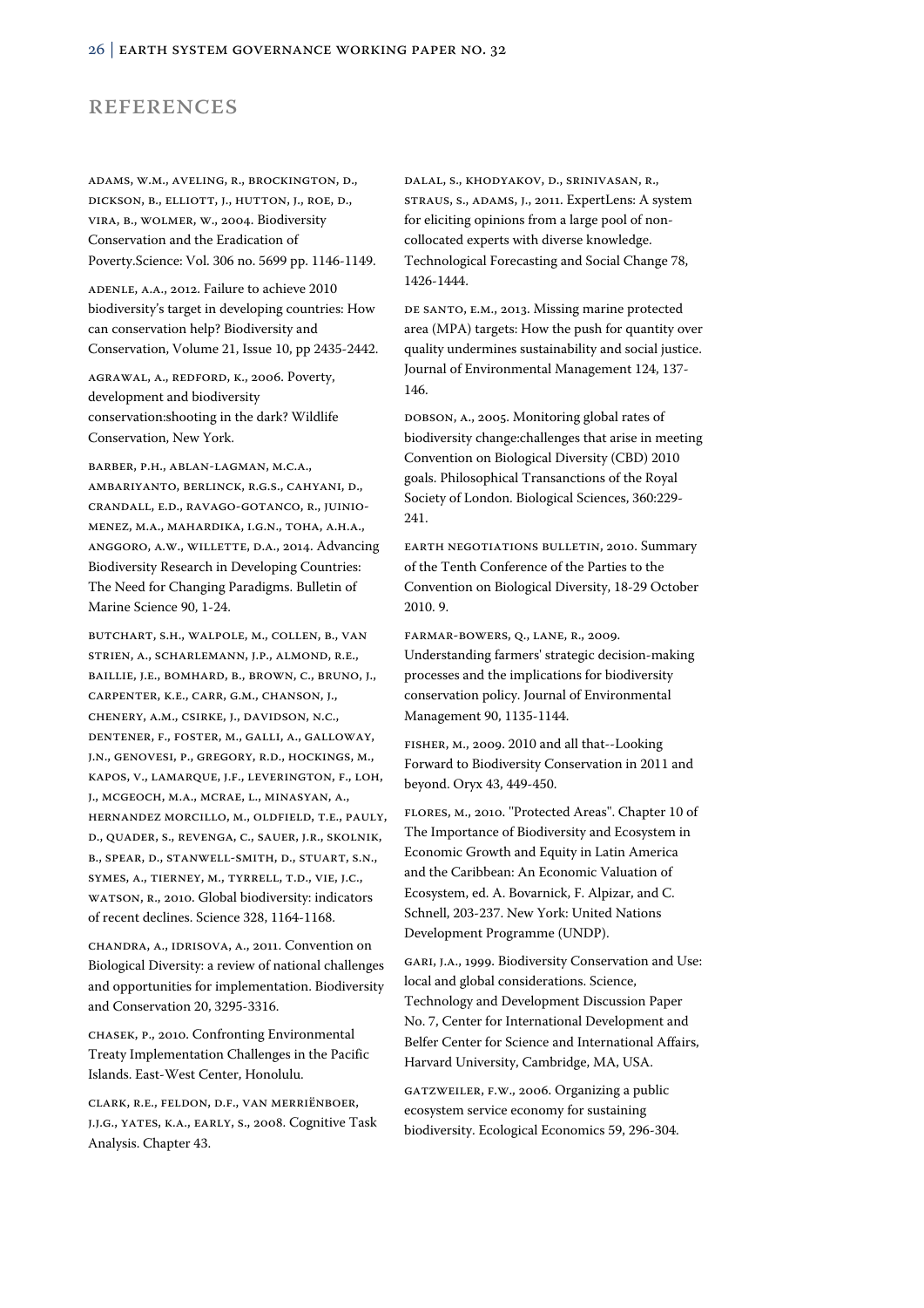# REFERENCES

ADAMS, W.M., AVELING, R., BROCKINGTON, D., DICKSON, B., ELLIOTT, J., HUTTON, J., ROE, D., VIRA, B., WOLMER, W., 2004. Biodiversity Conservation and the Eradication of Poverty.Science: Vol. 306 no. 5699 pp. 1146-1149.

ADENLE, A.A., 2012. Failure to achieve 2010 biodiversity's target in developing countries: How can conservation help? Biodiversity and Conservation, Volume 21, Issue 10, pp 2435-2442.

AGRAWAL, A., REDFORD, K., 2006. Poverty, development and biodiversity conservation:shooting in the dark? Wildlife Conservation, New York.

BARBER, P.H., ABLAN-LAGMAN, M.C.A., AMBARIYANTO, BERLINCK, R.G.S., CAHYANI, D., CRANDALL, E.D., RAVAGO-GOTANCO, R., JUINIO-MENEZ, M.A., MAHARDIKA, I.G.N., TOHA, A.H.A., ANGGORO, A.W., WILLETTE, D.A., 2014. Advancing Biodiversity Research in Developing Countries: The Need for Changing Paradigms. Bulletin of Marine Science 90, 1-24.

BUTCHART, S.H., WALPOLE, M., COLLEN, B., VAN STRIEN, A., SCHARLEMANN, J.P., ALMOND, R.E., BAILLIE, J.E., BOMHARD, B., BROWN, C., BRUNO, J., CARPENTER, K.E., CARR, G.M., CHANSON, J., CHENERY, A.M., CSIRKE, J., DAVIDSON, N.C., DENTENER, F., FOSTER, M., GALLI, A., GALLOWAY, J.N., GENOVESI, P., GREGORY, R.D., HOCKINGS, M., KAPOS, V., LAMARQUE, J.F., LEVERINGTON, F., LOH, J., MCGEOCH, M.A., MCRAE, L., MINASYAN, A., HERNANDEZ MORCILLO, M., OLDFIELD, T.E., PAULY, D., QUADER, S., REVENGA, C., SAUER, J.R., SKOLNIK, B., SPEAR, D., STANWELL-SMITH, D., STUART, S.N., SYMES, A., TIERNEY, M., TYRRELL, T.D., VIE, J.C., WATSON, R., 2010. Global biodiversity: indicators of recent declines. Science 328, 1164-1168.

CHANDRA, A., IDRISOVA, A., 2011. Convention on Biological Diversity: a review of national challenges and opportunities for implementation. Biodiversity and Conservation 20, 3295-3316.

CHASEK, P., 2010. Confronting Environmental Treaty Implementation Challenges in the Pacific Islands. East-West Center, Honolulu.

CLARK, R.E., FELDON, D.F., VAN MERRIËNBOER, J.J.G., YATES, K.A., EARLY, S., 2008. Cognitive Task Analysis. Chapter 43.

DALAL, S., KHODYAKOV, D., SRINIVASAN, R., STRAUS, S., ADAMS, J., 2011. ExpertLens: A system for eliciting opinions from a large pool of non-collocated experts with diverse knowledge. Technological Forecasting and Social Change 78, 1426-1444.

DE SANTO, E.M., 2013. Missing marine protected area (MPA) targets: How the push for quantity over quality undermines sustainability and social justice. Journal of Environmental Management 124, 137-146.

DOBSON, A., 2005. Monitoring global rates of biodiversity change:challenges that arise in meeting Convention on Biological Diversity (CBD) 2010 goals. Philosophical Transanctions of the Royal Society of London. Biological Sciences, 360:229-241.

EARTH NEGOTIATIONS BULLETIN, 2010. Summary of the Tenth Conference of the Parties to the Convention on Biological Diversity, 18-29 October 2010. 9.

FARMAR-BOWERS, Q., LANE, R., 2009. Understanding farmers' strategic decision-making processes and the implications for biodiversity conservation policy. Journal of Environmental Management 90, 1135-1144.

FISHER, M., 2009. 2010 and all that--Looking Forward to Biodiversity Conservation in 2011 and beyond. Oryx 43, 449-450.

FLORES, M., 2010. "Protected Areas". Chapter 10 of The Importance of Biodiversity and Ecosystem in Economic Growth and Equity in Latin America and the Caribbean: An Economic Valuation of Ecosystem, ed. A. Bovarnick, F. Alpizar, and C. Schnell, 203-237. New York: United Nations Development Programme (UNDP).

GARI, J.A., 1999. Biodiversity Conservation and Use: local and global considerations. Science, Technology and Development Discussion Paper No. 7, Center for International Development and Belfer Center for Science and International Affairs, Harvard University, Cambridge, MA, USA.

GATZWEILER, F.W., 2006. Organizing a public ecosystem service economy for sustaining biodiversity. Ecological Economics 59, 296-304.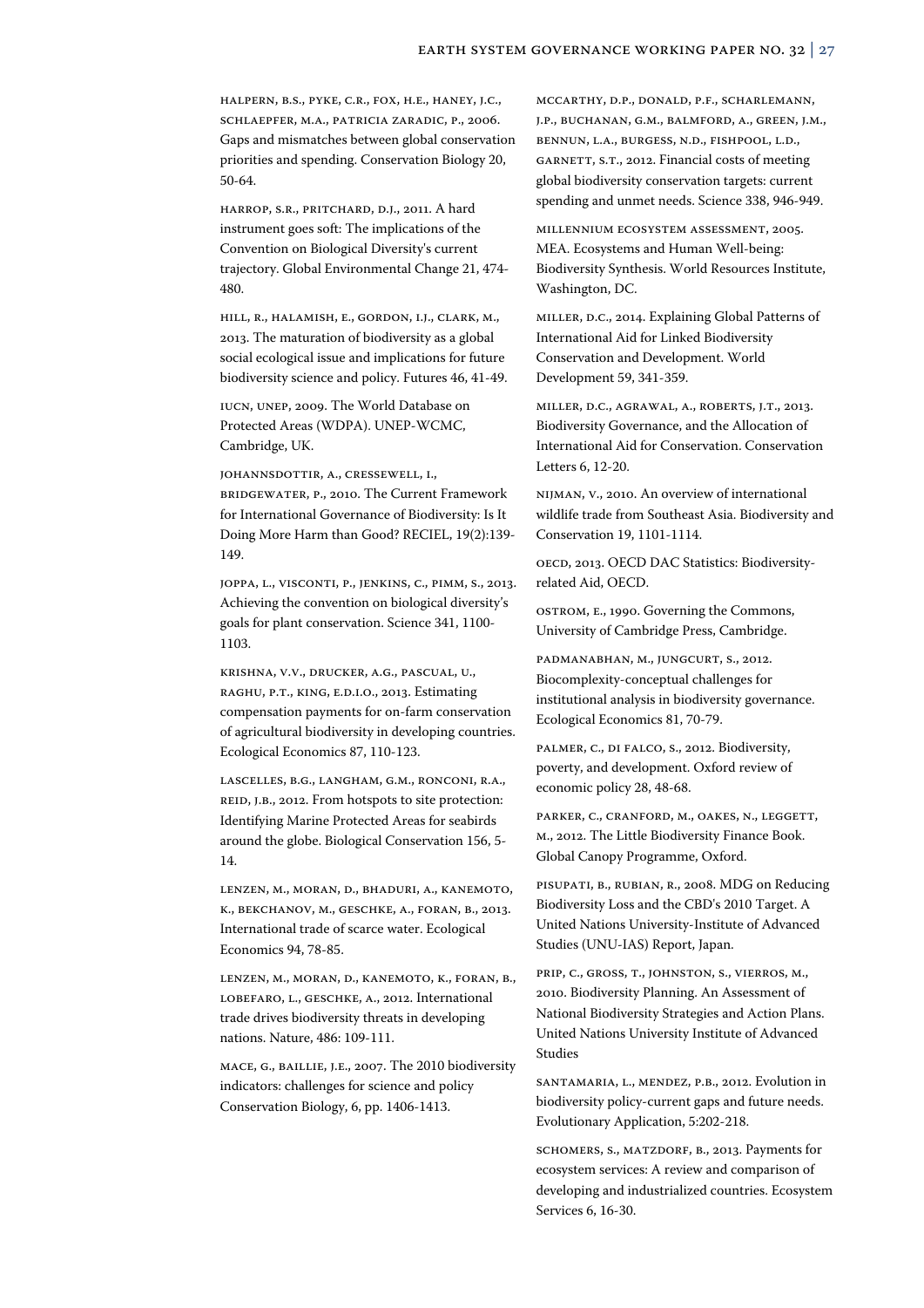Halpern, B.S., Pyke, C.R., Fox, H.E., Haney, J.C., Schlaepfer, M.A., Patricia Zaradic, P., 2006. Gaps and mismatches between global conservation priorities and spending. Conservation Biology 20, 50-64.

Harrop, S.R., Pritchard, D.J., 2011. A hard instrument goes soft: The implications of the Convention on Biological Diversity's current trajectory. Global Environmental Change 21, 474-480.

Hill, R., Halamish, E., Gordon, I.J., Clark, M., 2013. The maturation of biodiversity as a global social ecological issue and implications for future biodiversity science and policy. Futures 46, 41-49.

IUCN, UNEP, 2009. The World Database on Protected Areas (WDPA). UNEP-WCMC, Cambridge, UK.

Johannsdottir, A., Cressewell, I., Bridgewater, P., 2010. The Current Framework for International Governance of Biodiversity: Is It Doing More Harm than Good? RECIEL, 19(2):139-149.

Joppa, L., Visconti, P., Jenkins, C., Pimm, S., 2013. Achieving the convention on biological diversity's goals for plant conservation. Science 341, 1100-1103.

Krishna, V.V., Drucker, A.G., Pascual, U., Raghu, P.T., King, E.D.I.O., 2013. Estimating compensation payments for on-farm conservation of agricultural biodiversity in developing countries. Ecological Economics 87, 110-123.

Lascelles, B.G., Langham, G.M., Ronconi, R.A., Reid, J.B., 2012. From hotspots to site protection: Identifying Marine Protected Areas for seabirds around the globe. Biological Conservation 156, 5-14.

Lenzen, M., Moran, D., Bhaduri, A., Kanemoto, K., Bekchanov, M., Geschke, A., Foran, B., 2013. International trade of scarce water. Ecological Economics 94, 78-85.

Lenzen, M., Moran, D., Kanemoto, K., Foran, B., Lobefaro, L., Geschke, A., 2012. International trade drives biodiversity threats in developing nations. Nature, 486: 109-111.

Mace, G., Baillie, J.E., 2007. The 2010 biodiversity indicators: challenges for science and policy Conservation Biology, 6, pp. 1406-1413.

McCarthy, D.P., Donald, P.F., Scharlemann, J.P., Buchanan, G.M., Balmford, A., Green, J.M., Bennun, L.A., Burgess, N.D., Fishpool, L.D., Garnett, S.T., 2012. Financial costs of meeting global biodiversity conservation targets: current spending and unmet needs. Science 338, 946-949.

Millennium Ecosystem Assessment, 2005. MEA. Ecosystems and Human Well-being: Biodiversity Synthesis. World Resources Institute, Washington, DC.

Miller, D.C., 2014. Explaining Global Patterns of International Aid for Linked Biodiversity Conservation and Development. World Development 59, 341-359.

Miller, D.C., Agrawal, A., Roberts, J.T., 2013. Biodiversity Governance, and the Allocation of International Aid for Conservation. Conservation Letters 6, 12-20.

Nijman, V., 2010. An overview of international wildlife trade from Southeast Asia. Biodiversity and Conservation 19, 1101-1114.

OECD, 2013. OECD DAC Statistics: Biodiversity-related Aid, OECD.

Ostrom, E., 1990. Governing the Commons, University of Cambridge Press, Cambridge.

Padmanabhan, M., Jungcurt, S., 2012. Biocomplexity-conceptual challenges for institutional analysis in biodiversity governance. Ecological Economics 81, 70-79.

Palmer, C., Di Falco, S., 2012. Biodiversity, poverty, and development. Oxford review of economic policy 28, 48-68.

Parker, C., Cranford, M., Oakes, N., Leggett, M., 2012. The Little Biodiversity Finance Book. Global Canopy Programme, Oxford.

Pisupati, B., Rubian, R., 2008. MDG on Reducing Biodiversity Loss and the CBD's 2010 Target. A United Nations University-Institute of Advanced Studies (UNU-IAS) Report, Japan.

Prip, C., Gross, T., Johnston, S., Vierros, M., 2010. Biodiversity Planning. An Assessment of National Biodiversity Strategies and Action Plans. United Nations University Institute of Advanced Studies

Santamaria, L., Mendez, P.B., 2012. Evolution in biodiversity policy-current gaps and future needs. Evolutionary Application, 5:202-218.

Schomers, S., Matzdorf, B., 2013. Payments for ecosystem services: A review and comparison of developing and industrialized countries. Ecosystem Services 6, 16-30.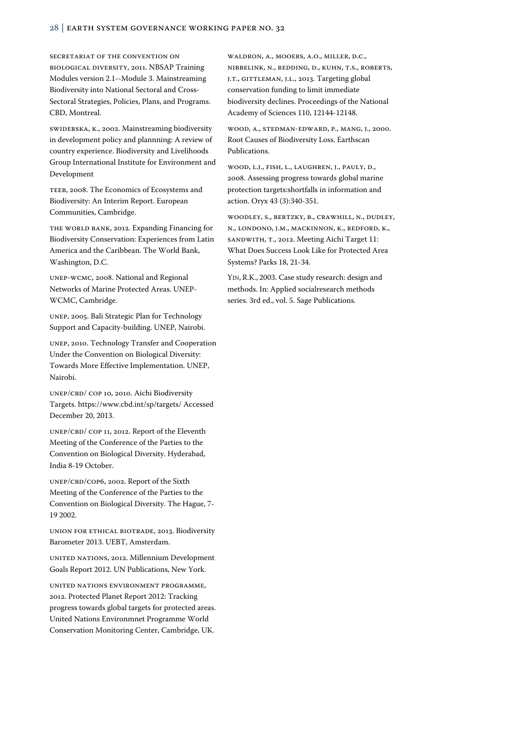Secretariat of the Convention on Biological Diversity, 2011. NBSAP Training Modules version 2.1--Module 3. Mainstreaming Biodiversity into National Sectoral and Cross-Sectoral Strategies, Policies, Plans, and Programs. CBD, Montreal.

Swiderska, K., 2002. Mainstreaming biodiversity in development policy and plannning: A review of country experience. Biodiversity and Livelihoods Group International Institute for Environment and Development

TEEB, 2008. The Economics of Ecosystems and Biodiversity: An Interim Report. European Communities, Cambridge.

The World Bank, 2012. Expanding Financing for Biodiversity Conservation: Experiences from Latin America and the Caribbean. The World Bank, Washington, D.C.

UNEP-WCMC, 2008. National and Regional Networks of Marine Protected Areas. UNEP-WCMC, Cambridge.

UNEP, 2005. Bali Strategic Plan for Technology Support and Capacity-building. UNEP, Nairobi.

UNEP, 2010. Technology Transfer and Cooperation Under the Convention on Biological Diversity: Towards More Effective Implementation. UNEP, Nairobi.

UNEP/CBD/ COP 10, 2010. Aichi Biodiversity Targets. https://www.cbd.int/sp/targets/ Accessed December 20, 2013.

UNEP/CBD/ COP 11, 2012. Report of the Eleventh Meeting of the Conference of the Parties to the Convention on Biological Diversity. Hyderabad, India 8-19 October.

UNEP/CBD/COP6, 2002. Report of the Sixth Meeting of the Conference of the Parties to the Convention on Biological Diversity. The Hague, 7-19 2002.

Union for Ethical BioTrade, 2013. Biodiversity Barometer 2013. UEBT, Amsterdam.

United Nations, 2012. Millennium Development Goals Report 2012. UN Publications, New York.

United Nations Environment Programme, 2012. Protected Planet Report 2012: Tracking progress towards global targets for protected areas. United Nations Environmnet Programme World Conservation Monitoring Center, Cambridge, UK.

Waldron, A., Mooers, A.O., Miller, D.C., Nibbelink, N., Redding, D., Kuhn, T.S., Roberts, J.T., Gittleman, J.L., 2013. Targeting global conservation funding to limit immediate biodiversity declines. Proceedings of the National Academy of Sciences 110, 12144-12148.

Wood, A., Stedman-Edward, P., Mang, J., 2000. Root Causes of Biodiversity Loss. Earthscan Publications.

Wood, L.J., Fish, L., Laughren, J., Pauly, D., 2008. Assessing progress towards global marine protection targets:shortfalls in information and action. Oryx 43 (3):340-351.

Woodley, S., Bertzky, B., Crawhill, N., Dudley, N., Londono, J.M., MacKinnon, K., Redford, K., Sandwith, T., 2012. Meeting Aichi Target 11: What Does Success Look Like for Protected Area Systems? Parks 18, 21-34.

Yin, R.K., 2003. Case study research: design and methods. In: Applied socialresearch methods series. 3rd ed., vol. 5. Sage Publications.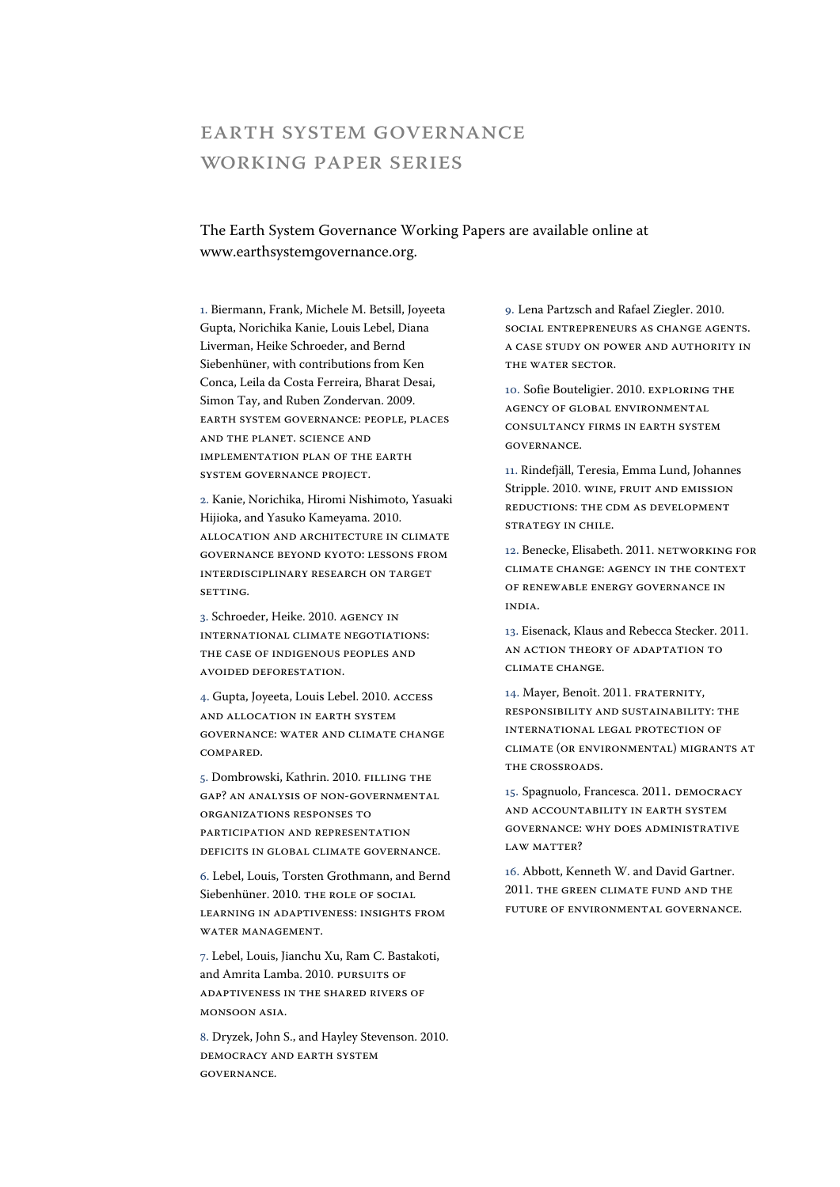# Earth System Governance Working Paper Series

The Earth System Governance Working Papers are available online at www.earthsystemgovernance.org.

1. Biermann, Frank, Michele M. Betsill, Joyeeta Gupta, Norichika Kanie, Louis Lebel, Diana Liverman, Heike Schroeder, and Bernd Siebenhüner, with contributions from Ken Conca, Leila da Costa Ferreira, Bharat Desai, Simon Tay, and Ruben Zondervan. 2009. EARTH SYSTEM GOVERNANCE: PEOPLE, PLACES AND THE PLANET. SCIENCE AND IMPLEMENTATION PLAN OF THE EARTH SYSTEM GOVERNANCE PROJECT.

2. Kanie, Norichika, Hiromi Nishimoto, Yasuaki Hijioka, and Yasuko Kameyama. 2010. ALLOCATION AND ARCHITECTURE IN CLIMATE GOVERNANCE BEYOND KYOTO: LESSONS FROM INTERDISCIPLINARY RESEARCH ON TARGET SETTING.

3. Schroeder, Heike. 2010. AGENCY IN INTERNATIONAL CLIMATE NEGOTIATIONS: THE CASE OF INDIGENOUS PEOPLES AND AVOIDED DEFORESTATION.

4. Gupta, Joyeeta, Louis Lebel. 2010. ACCESS AND ALLOCATION IN EARTH SYSTEM GOVERNANCE: WATER AND CLIMATE CHANGE COMPARED.

5. Dombrowski, Kathrin. 2010. FILLING THE GAP? AN ANALYSIS OF NON-GOVERNMENTAL ORGANIZATIONS RESPONSES TO PARTICIPATION AND REPRESENTATION DEFICITS IN GLOBAL CLIMATE GOVERNANCE.

6. Lebel, Louis, Torsten Grothmann, and Bernd Siebenhüner. 2010. THE ROLE OF SOCIAL LEARNING IN ADAPTIVENESS: INSIGHTS FROM WATER MANAGEMENT.

7. Lebel, Louis, Jianchu Xu, Ram C. Bastakoti, and Amrita Lamba. 2010. PURSUITS OF ADAPTIVENESS IN THE SHARED RIVERS OF MONSOON ASIA.

8. Dryzek, John S., and Hayley Stevenson. 2010. DEMOCRACY AND EARTH SYSTEM GOVERNANCE.

9. Lena Partzsch and Rafael Ziegler. 2010. SOCIAL ENTREPRENEURS AS CHANGE AGENTS. A CASE STUDY ON POWER AND AUTHORITY IN THE WATER SECTOR.

10. Sofie Bouteligier. 2010. EXPLORING THE AGENCY OF GLOBAL ENVIRONMENTAL CONSULTANCY FIRMS IN EARTH SYSTEM GOVERNANCE.

11. Rindefjäll, Teresia, Emma Lund, Johannes Stripple. 2010. WINE, FRUIT AND EMISSION REDUCTIONS: THE CDM AS DEVELOPMENT STRATEGY IN CHILE.

12. Benecke, Elisabeth. 2011. NETWORKING FOR CLIMATE CHANGE: AGENCY IN THE CONTEXT OF RENEWABLE ENERGY GOVERNANCE IN INDIA.

13. Eisenack, Klaus and Rebecca Stecker. 2011. AN ACTION THEORY OF ADAPTATION TO CLIMATE CHANGE.

14. Mayer, Benoît. 2011. FRATERNITY, RESPONSIBILITY AND SUSTAINABILITY: THE INTERNATIONAL LEGAL PROTECTION OF CLIMATE (OR ENVIRONMENTAL) MIGRANTS AT THE CROSSROADS.

15. Spagnuolo, Francesca. 2011. DEMOCRACY AND ACCOUNTABILITY IN EARTH SYSTEM GOVERNANCE: WHY DOES ADMINISTRATIVE LAW MATTER?

16. Abbott, Kenneth W. and David Gartner. 2011. THE GREEN CLIMATE FUND AND THE FUTURE OF ENVIRONMENTAL GOVERNANCE.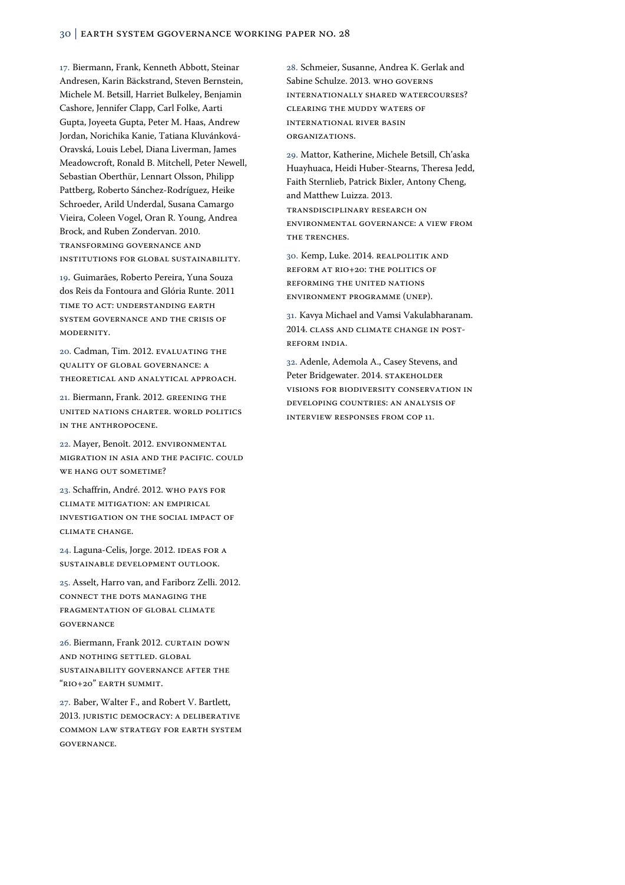17. Biermann, Frank, Kenneth Abbott, Steinar Andresen, Karin Bäckstrand, Steven Bernstein, Michele M. Betsill, Harriet Bulkeley, Benjamin Cashore, Jennifer Clapp, Carl Folke, Aarti Gupta, Joyeeta Gupta, Peter M. Haas, Andrew Jordan, Norichika Kanie, Tatiana Kluvánková-Oravská, Louis Lebel, Diana Liverman, James Meadowcroft, Ronald B. Mitchell, Peter Newell, Sebastian Oberthür, Lennart Olsson, Philipp Pattberg, Roberto Sánchez-Rodríguez, Heike Schroeder, Arild Underdal, Susana Camargo Vieira, Coleen Vogel, Oran R. Young, Andrea Brock, and Ruben Zondervan. 2010. TRANSFORMING GOVERNANCE AND INSTITUTIONS FOR GLOBAL SUSTAINABILITY.

19. Guimarães, Roberto Pereira, Yuna Souza dos Reis da Fontoura and Glória Runte. 2011 TIME TO ACT: UNDERSTANDING EARTH SYSTEM GOVERNANCE AND THE CRISIS OF MODERNITY.

20. Cadman, Tim. 2012. EVALUATING THE QUALITY OF GLOBAL GOVERNANCE: A THEORETICAL AND ANALYTICAL APPROACH.

21. Biermann, Frank. 2012. GREENING THE UNITED NATIONS CHARTER. WORLD POLITICS IN THE ANTHROPOCENE.

22. Mayer, Benoît. 2012. ENVIRONMENTAL MIGRATION IN ASIA AND THE PACIFIC. COULD WE HANG OUT SOMETIME?

23. Schaffrin, André. 2012. WHO PAYS FOR CLIMATE MITIGATION: AN EMPIRICAL INVESTIGATION ON THE SOCIAL IMPACT OF CLIMATE CHANGE.

24. Laguna-Celis, Jorge. 2012. IDEAS FOR A SUSTAINABLE DEVELOPMENT OUTLOOK.

25. Asselt, Harro van, and Fariborz Zelli. 2012. CONNECT THE DOTS MANAGING THE FRAGMENTATION OF GLOBAL CLIMATE GOVERNANCE

26. Biermann, Frank 2012. CURTAIN DOWN AND NOTHING SETTLED. GLOBAL SUSTAINABILITY GOVERNANCE AFTER THE "RIO+20" EARTH SUMMIT.

27. Baber, Walter F., and Robert V. Bartlett, 2013. JURISTIC DEMOCRACY: A DELIBERATIVE COMMON LAW STRATEGY FOR EARTH SYSTEM GOVERNANCE.

28. Schmeier, Susanne, Andrea K. Gerlak and Sabine Schulze. 2013. WHO GOVERNS INTERNATIONALLY SHARED WATERCOURSES? CLEARING THE MUDDY WATERS OF INTERNATIONAL RIVER BASIN ORGANIZATIONS.

29. Mattor, Katherine, Michele Betsill, Ch'aska Huayhuaca, Heidi Huber-Stearns, Theresa Jedd, Faith Sternlieb, Patrick Bixler, Antony Cheng, and Matthew Luizza. 2013. TRANSDISCIPLINARY RESEARCH ON ENVIRONMENTAL GOVERNANCE: A VIEW FROM THE TRENCHES.

30. Kemp, Luke. 2014. REALPOLITIK AND REFORM AT RIO+20: THE POLITICS OF REFORMING THE UNITED NATIONS ENVIRONMENT PROGRAMME (UNEP).

31. Kavya Michael and Vamsi Vakulabharanam. 2014. CLASS AND CLIMATE CHANGE IN POST-REFORM INDIA.

32. Adenle, Ademola A., Casey Stevens, and Peter Bridgewater. 2014. STAKEHOLDER VISIONS FOR BIODIVERSITY CONSERVATION IN DEVELOPING COUNTRIES: AN ANALYSIS OF INTERVIEW RESPONSES FROM COP 11.